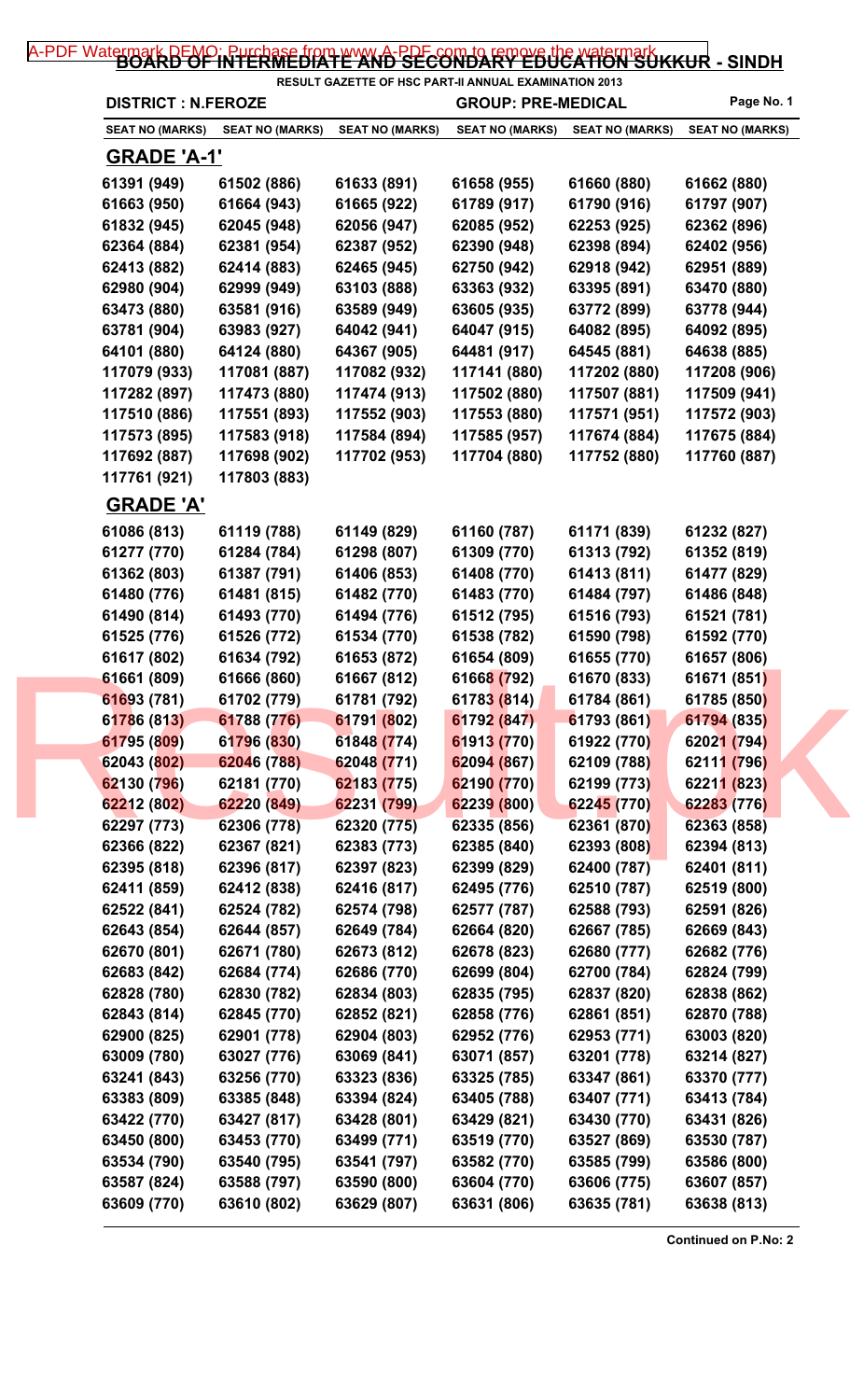# BOARD OF INTERMEDIATE AND SECONDARY EDUCATION SUKKUR - SINDH

RESULT GAZETTE OF HSC PART-II ANNUAL EXAMINATION 2013

**DISTRICT : N.FEROZE** **GROUP: PRE-MEDICAL**

| SEAT NO (MARKS) | SEAT NO (MARKS) | SEAT NO (MARKS) | SEAT NO (MARKS) | SEAT NO (MARKS) | SEAT NO (MARKS) |
|---|---|---|---|---|---|

## GRADE 'A-1'

| | | | | | |
|---|---|---|---|---|---|
| 61391 (949) | 61502 (886) | 61633 (891) | 61658 (955) | 61660 (880) | 61662 (880) |
| 61663 (950) | 61664 (943) | 61665 (922) | 61789 (917) | 61790 (916) | 61797 (907) |
| 61832 (945) | 62045 (948) | 62056 (947) | 62085 (952) | 62253 (925) | 62362 (896) |
| 62364 (884) | 62381 (954) | 62387 (952) | 62390 (948) | 62398 (894) | 62402 (956) |
| 62413 (882) | 62414 (883) | 62465 (945) | 62750 (942) | 62918 (942) | 62951 (889) |
| 62980 (904) | 62999 (949) | 63103 (888) | 63363 (932) | 63395 (891) | 63470 (880) |
| 63473 (880) | 63581 (916) | 63589 (949) | 63605 (935) | 63772 (899) | 63778 (944) |
| 63781 (904) | 63983 (927) | 64042 (941) | 64047 (915) | 64082 (895) | 64092 (895) |
| 64101 (880) | 64124 (880) | 64367 (905) | 64481 (917) | 64545 (881) | 64638 (885) |
| 117079 (933) | 117081 (887) | 117082 (932) | 117141 (880) | 117202 (880) | 117208 (906) |
| 117282 (897) | 117473 (880) | 117474 (913) | 117502 (880) | 117507 (881) | 117509 (941) |
| 117510 (886) | 117551 (893) | 117552 (903) | 117553 (880) | 117571 (951) | 117572 (903) |
| 117573 (895) | 117583 (918) | 117584 (894) | 117585 (957) | 117674 (884) | 117675 (884) |
| 117692 (887) | 117698 (902) | 117702 (953) | 117704 (880) | 117752 (880) | 117760 (887) |
| 117761 (921) | 117803 (883) | | | | |

## GRADE 'A'

| | | | | | |
|---|---|---|---|---|---|
| 61086 (813) | 61119 (788) | 61149 (829) | 61160 (787) | 61171 (839) | 61232 (827) |
| 61277 (770) | 61284 (784) | 61298 (807) | 61309 (770) | 61313 (792) | 61352 (819) |
| 61362 (803) | 61387 (791) | 61406 (853) | 61408 (770) | 61413 (811) | 61477 (829) |
| 61480 (776) | 61481 (815) | 61482 (770) | 61483 (770) | 61484 (797) | 61486 (848) |
| 61490 (814) | 61493 (770) | 61494 (776) | 61512 (795) | 61516 (793) | 61521 (781) |
| 61525 (776) | 61526 (772) | 61534 (770) | 61538 (782) | 61590 (798) | 61592 (770) |
| 61617 (802) | 61634 (792) | 61653 (872) | 61654 (809) | 61655 (770) | 61657 (806) |
| 61661 (809) | 61666 (860) | 61667 (812) | 61668 (792) | 61670 (833) | 61671 (851) |
| 61693 (781) | 61702 (779) | 61781 (792) | 61783 (814) | 61784 (861) | 61785 (850) |
| 61786 (813) | 61788 (776) | 61791 (802) | 61792 (847) | 61793 (861) | 61794 (835) |
| 61795 (809) | 61796 (830) | 61848 (774) | 61913 (770) | 61922 (770) | 62021 (794) |
| 62043 (802) | 62046 (788) | 62048 (771) | 62094 (867) | 62109 (788) | 62111 (796) |
| 62130 (796) | 62181 (770) | 62183 (775) | 62190 (770) | 62199 (773) | 62211 (823) |
| 62212 (802) | 62220 (849) | 62231 (799) | 62239 (800) | 62245 (770) | 62283 (776) |
| 62297 (773) | 62306 (778) | 62320 (775) | 62335 (856) | 62361 (870) | 62363 (858) |
| 62366 (822) | 62367 (821) | 62383 (773) | 62385 (840) | 62393 (808) | 62394 (813) |
| 62395 (818) | 62396 (817) | 62397 (823) | 62399 (829) | 62400 (787) | 62401 (811) |
| 62411 (859) | 62412 (838) | 62416 (817) | 62495 (776) | 62510 (787) | 62519 (800) |
| 62522 (841) | 62524 (782) | 62574 (798) | 62577 (787) | 62588 (793) | 62591 (826) |
| 62643 (854) | 62644 (857) | 62649 (784) | 62664 (820) | 62667 (785) | 62669 (843) |
| 62670 (801) | 62671 (780) | 62673 (812) | 62678 (823) | 62680 (777) | 62682 (776) |
| 62683 (842) | 62684 (774) | 62686 (770) | 62699 (804) | 62700 (784) | 62824 (799) |
| 62828 (780) | 62830 (782) | 62834 (803) | 62835 (795) | 62837 (820) | 62838 (862) |
| 62843 (814) | 62845 (770) | 62852 (821) | 62858 (776) | 62861 (851) | 62870 (788) |
| 62900 (825) | 62901 (778) | 62904 (803) | 62952 (776) | 62953 (771) | 63003 (820) |
| 63009 (780) | 63027 (776) | 63069 (841) | 63071 (857) | 63201 (778) | 63214 (827) |
| 63241 (843) | 63256 (770) | 63323 (836) | 63325 (785) | 63347 (861) | 63370 (777) |
| 63383 (809) | 63385 (848) | 63394 (824) | 63405 (788) | 63407 (771) | 63413 (784) |
| 63422 (770) | 63427 (817) | 63428 (801) | 63429 (821) | 63430 (770) | 63431 (826) |
| 63450 (800) | 63453 (770) | 63499 (771) | 63519 (770) | 63527 (869) | 63530 (787) |
| 63534 (790) | 63540 (795) | 63541 (797) | 63582 (770) | 63585 (799) | 63586 (800) |
| 63587 (824) | 63588 (797) | 63590 (800) | 63604 (770) | 63606 (775) | 63607 (857) |
| 63609 (770) | 63610 (802) | 63629 (807) | 63631 (806) | 63635 (781) | 63638 (813) |

**Continued on P.No: 2**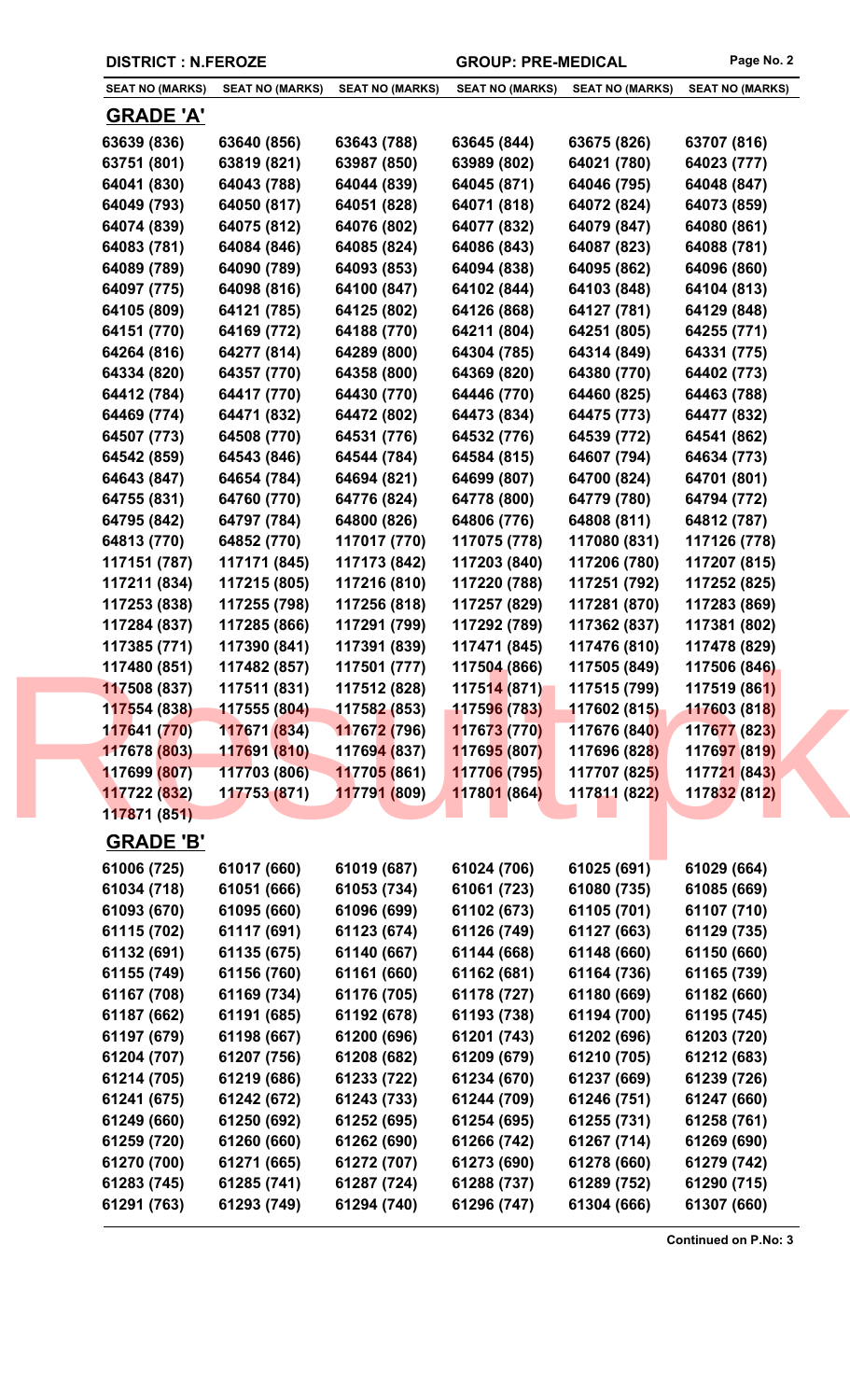**DISTRICT : N.FEROZE** **GROUP: PRE-MEDICAL**

| SEAT NO (MARKS) | SEAT NO (MARKS) | SEAT NO (MARKS) | SEAT NO (MARKS) | SEAT NO (MARKS) | SEAT NO (MARKS) |
|---|---|---|---|---|---|

## GRADE 'A'

| | | | | | |
|---|---|---|---|---|---|
| 63639 (836) | 63640 (856) | 63643 (788) | 63645 (844) | 63675 (826) | 63707 (816) |
| 63751 (801) | 63819 (821) | 63987 (850) | 63989 (802) | 64021 (780) | 64023 (777) |
| 64041 (830) | 64043 (788) | 64044 (839) | 64045 (871) | 64046 (795) | 64048 (847) |
| 64049 (793) | 64050 (817) | 64051 (828) | 64071 (818) | 64072 (824) | 64073 (859) |
| 64074 (839) | 64075 (812) | 64076 (802) | 64077 (832) | 64079 (847) | 64080 (861) |
| 64083 (781) | 64084 (846) | 64085 (824) | 64086 (843) | 64087 (823) | 64088 (781) |
| 64089 (789) | 64090 (789) | 64093 (853) | 64094 (838) | 64095 (862) | 64096 (860) |
| 64097 (775) | 64098 (816) | 64100 (847) | 64102 (844) | 64103 (848) | 64104 (813) |
| 64105 (809) | 64121 (785) | 64125 (802) | 64126 (868) | 64127 (781) | 64129 (848) |
| 64151 (770) | 64169 (772) | 64188 (770) | 64211 (804) | 64251 (805) | 64255 (771) |
| 64264 (816) | 64277 (814) | 64289 (800) | 64304 (785) | 64314 (849) | 64331 (775) |
| 64334 (820) | 64357 (770) | 64358 (800) | 64369 (820) | 64380 (770) | 64402 (773) |
| 64412 (784) | 64417 (770) | 64430 (770) | 64446 (770) | 64460 (825) | 64463 (788) |
| 64469 (774) | 64471 (832) | 64472 (802) | 64473 (834) | 64475 (773) | 64477 (832) |
| 64507 (773) | 64508 (770) | 64531 (776) | 64532 (776) | 64539 (772) | 64541 (862) |
| 64542 (859) | 64543 (846) | 64544 (784) | 64584 (815) | 64607 (794) | 64634 (773) |
| 64643 (847) | 64654 (784) | 64694 (821) | 64699 (807) | 64700 (824) | 64701 (801) |
| 64755 (831) | 64760 (770) | 64776 (824) | 64778 (800) | 64779 (780) | 64794 (772) |
| 64795 (842) | 64797 (784) | 64800 (826) | 64806 (776) | 64808 (811) | 64812 (787) |
| 64813 (770) | 64852 (770) | 117017 (770) | 117075 (778) | 117080 (831) | 117126 (778) |
| 117151 (787) | 117171 (845) | 117173 (842) | 117203 (840) | 117206 (780) | 117207 (815) |
| 117211 (834) | 117215 (805) | 117216 (810) | 117220 (788) | 117251 (792) | 117252 (825) |
| 117253 (838) | 117255 (798) | 117256 (818) | 117257 (829) | 117281 (870) | 117283 (869) |
| 117284 (837) | 117285 (866) | 117291 (799) | 117292 (789) | 117362 (837) | 117381 (802) |
| 117385 (771) | 117390 (841) | 117391 (839) | 117471 (845) | 117476 (810) | 117478 (829) |
| 117480 (851) | 117482 (857) | 117501 (777) | 117504 (866) | 117505 (849) | 117506 (846) |
| 117508 (837) | 117511 (831) | 117512 (828) | 117514 (871) | 117515 (799) | 117519 (861) |
| 117554 (838) | 117555 (804) | 117582 (853) | 117596 (783) | 117602 (815) | 117603 (818) |
| 117641 (770) | 117671 (834) | 117672 (796) | 117673 (770) | 117676 (840) | 117677 (823) |
| 117678 (803) | 117691 (810) | 117694 (837) | 117695 (807) | 117696 (828) | 117697 (819) |
| 117699 (807) | 117703 (806) | 117705 (861) | 117706 (795) | 117707 (825) | 117721 (843) |
| 117722 (832) | 117753 (871) | 117791 (809) | 117801 (864) | 117811 (822) | 117832 (812) |
| 117871 (851) | | | | | |

## GRADE 'B'

| | | | | | |
|---|---|---|---|---|---|
| 61006 (725) | 61017 (660) | 61019 (687) | 61024 (706) | 61025 (691) | 61029 (664) |
| 61034 (718) | 61051 (666) | 61053 (734) | 61061 (723) | 61080 (735) | 61085 (669) |
| 61093 (670) | 61095 (660) | 61096 (699) | 61102 (673) | 61105 (701) | 61107 (710) |
| 61115 (702) | 61117 (691) | 61123 (674) | 61126 (749) | 61127 (663) | 61129 (735) |
| 61132 (691) | 61135 (675) | 61140 (667) | 61144 (668) | 61148 (660) | 61150 (660) |
| 61155 (749) | 61156 (760) | 61161 (660) | 61162 (681) | 61164 (736) | 61165 (739) |
| 61167 (708) | 61169 (734) | 61176 (705) | 61178 (727) | 61180 (669) | 61182 (660) |
| 61187 (662) | 61191 (685) | 61192 (678) | 61193 (738) | 61194 (700) | 61195 (745) |
| 61197 (679) | 61198 (667) | 61200 (696) | 61201 (743) | 61202 (696) | 61203 (720) |
| 61204 (707) | 61207 (756) | 61208 (682) | 61209 (679) | 61210 (705) | 61212 (683) |
| 61214 (705) | 61219 (686) | 61233 (722) | 61234 (670) | 61237 (669) | 61239 (726) |
| 61241 (675) | 61242 (672) | 61243 (733) | 61244 (709) | 61246 (751) | 61247 (660) |
| 61249 (660) | 61250 (692) | 61252 (695) | 61254 (695) | 61255 (731) | 61258 (761) |
| 61259 (720) | 61260 (660) | 61262 (690) | 61266 (742) | 61267 (714) | 61269 (690) |
| 61270 (700) | 61271 (665) | 61272 (707) | 61273 (690) | 61278 (660) | 61279 (742) |
| 61283 (745) | 61285 (741) | 61287 (724) | 61288 (737) | 61289 (752) | 61290 (715) |
| 61291 (763) | 61293 (749) | 61294 (740) | 61296 (747) | 61304 (666) | 61307 (660) |

**Continued on P.No: 3**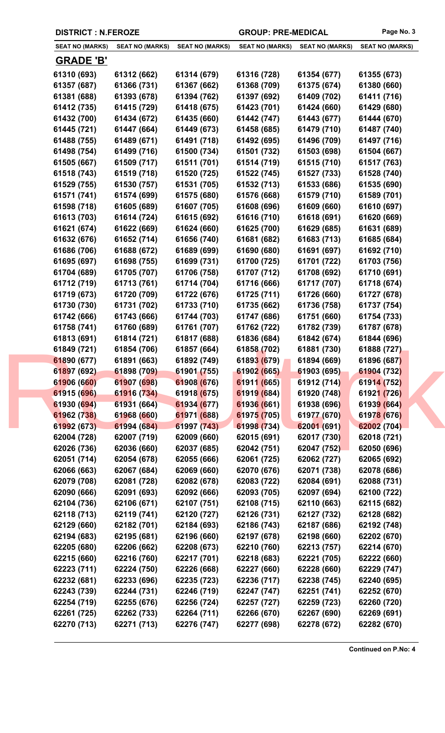**DISTRICT : N.FEROZE** | **GROUP: PRE-MEDICAL**

| SEAT NO (MARKS) | SEAT NO (MARKS) | SEAT NO (MARKS) | SEAT NO (MARKS) | SEAT NO (MARKS) | SEAT NO (MARKS) |
|---|---|---|---|---|---|

## GRADE 'B'

| | | | | | |
|---|---|---|---|---|---|
| 61310 (693) | 61312 (662) | 61314 (679) | 61316 (728) | 61354 (677) | 61355 (673) |
| 61357 (687) | 61366 (731) | 61367 (662) | 61368 (709) | 61375 (674) | 61380 (660) |
| 61381 (688) | 61393 (678) | 61394 (762) | 61397 (692) | 61409 (702) | 61411 (716) |
| 61412 (735) | 61415 (729) | 61418 (675) | 61423 (701) | 61424 (660) | 61429 (680) |
| 61432 (700) | 61434 (672) | 61435 (660) | 61442 (747) | 61443 (677) | 61444 (670) |
| 61445 (721) | 61447 (664) | 61449 (673) | 61458 (685) | 61479 (710) | 61487 (740) |
| 61488 (755) | 61489 (671) | 61491 (718) | 61492 (695) | 61496 (709) | 61497 (716) |
| 61498 (754) | 61499 (716) | 61500 (734) | 61501 (732) | 61503 (698) | 61504 (667) |
| 61505 (667) | 61509 (717) | 61511 (701) | 61514 (719) | 61515 (710) | 61517 (763) |
| 61518 (743) | 61519 (718) | 61520 (725) | 61522 (745) | 61527 (733) | 61528 (740) |
| 61529 (755) | 61530 (757) | 61531 (705) | 61532 (713) | 61533 (686) | 61535 (690) |
| 61571 (741) | 61574 (699) | 61575 (680) | 61576 (668) | 61579 (710) | 61589 (701) |
| 61598 (718) | 61605 (689) | 61607 (705) | 61608 (696) | 61609 (660) | 61610 (697) |
| 61613 (703) | 61614 (724) | 61615 (692) | 61616 (710) | 61618 (691) | 61620 (669) |
| 61621 (674) | 61622 (669) | 61624 (660) | 61625 (700) | 61629 (685) | 61631 (689) |
| 61632 (676) | 61652 (714) | 61656 (740) | 61681 (682) | 61683 (713) | 61685 (684) |
| 61686 (706) | 61688 (672) | 61689 (699) | 61690 (680) | 61691 (697) | 61692 (710) |
| 61695 (697) | 61698 (755) | 61699 (731) | 61700 (725) | 61701 (722) | 61703 (756) |
| 61704 (689) | 61705 (707) | 61706 (758) | 61707 (712) | 61708 (692) | 61710 (691) |
| 61712 (719) | 61713 (761) | 61714 (704) | 61716 (666) | 61717 (707) | 61718 (674) |
| 61719 (673) | 61720 (709) | 61722 (676) | 61725 (711) | 61726 (660) | 61727 (678) |
| 61730 (730) | 61731 (702) | 61733 (710) | 61735 (662) | 61736 (758) | 61737 (754) |
| 61742 (666) | 61743 (666) | 61744 (703) | 61747 (686) | 61751 (660) | 61754 (733) |
| 61758 (741) | 61760 (689) | 61761 (707) | 61762 (722) | 61782 (739) | 61787 (678) |
| 61813 (691) | 61814 (721) | 61817 (688) | 61836 (684) | 61842 (674) | 61844 (696) |
| 61849 (721) | 61854 (706) | 61857 (664) | 61858 (702) | 61881 (730) | 61888 (727) |
| 61890 (677) | 61891 (663) | 61892 (749) | 61893 (679) | 61894 (669) | 61896 (687) |
| 61897 (692) | 61898 (709) | 61901 (755) | 61902 (665) | 61903 (695) | 61904 (732) |
| 61906 (660) | 61907 (698) | 61908 (676) | 61911 (665) | 61912 (714) | 61914 (752) |
| 61915 (696) | 61916 (734) | 61918 (675) | 61919 (684) | 61920 (748) | 61921 (726) |
| 61930 (694) | 61931 (664) | 61934 (677) | 61936 (661) | 61938 (696) | 61939 (664) |
| 61962 (738) | 61968 (660) | 61971 (688) | 61975 (705) | 61977 (670) | 61978 (676) |
| 61992 (673) | 61994 (684) | 61997 (743) | 61998 (734) | 62001 (691) | 62002 (704) |
| 62004 (728) | 62007 (719) | 62009 (660) | 62015 (691) | 62017 (730) | 62018 (721) |
| 62026 (736) | 62036 (660) | 62037 (685) | 62042 (751) | 62047 (752) | 62050 (696) |
| 62051 (714) | 62054 (678) | 62055 (666) | 62061 (725) | 62062 (727) | 62065 (692) |
| 62066 (663) | 62067 (684) | 62069 (660) | 62070 (676) | 62071 (738) | 62078 (686) |
| 62079 (708) | 62081 (728) | 62082 (678) | 62083 (722) | 62084 (691) | 62088 (731) |
| 62090 (666) | 62091 (693) | 62092 (666) | 62093 (705) | 62097 (694) | 62100 (722) |
| 62104 (736) | 62106 (671) | 62107 (751) | 62108 (715) | 62110 (663) | 62115 (682) |
| 62118 (713) | 62119 (741) | 62120 (727) | 62126 (731) | 62127 (732) | 62128 (682) |
| 62129 (660) | 62182 (701) | 62184 (693) | 62186 (743) | 62187 (686) | 62192 (748) |
| 62194 (683) | 62195 (681) | 62196 (660) | 62197 (678) | 62198 (660) | 62202 (670) |
| 62205 (680) | 62206 (662) | 62208 (673) | 62210 (760) | 62213 (757) | 62214 (670) |
| 62215 (660) | 62216 (760) | 62217 (701) | 62218 (683) | 62221 (705) | 62222 (660) |
| 62223 (711) | 62224 (750) | 62226 (668) | 62227 (660) | 62228 (660) | 62229 (747) |
| 62232 (681) | 62233 (696) | 62235 (723) | 62236 (717) | 62238 (745) | 62240 (695) |
| 62243 (739) | 62244 (731) | 62246 (719) | 62247 (747) | 62251 (741) | 62252 (670) |
| 62254 (719) | 62255 (676) | 62256 (724) | 62257 (727) | 62259 (723) | 62260 (720) |
| 62261 (725) | 62262 (733) | 62264 (711) | 62266 (670) | 62267 (690) | 62269 (691) |
| 62270 (713) | 62271 (713) | 62276 (747) | 62277 (698) | 62278 (672) | 62282 (670) |

**Continued on P.No: 4**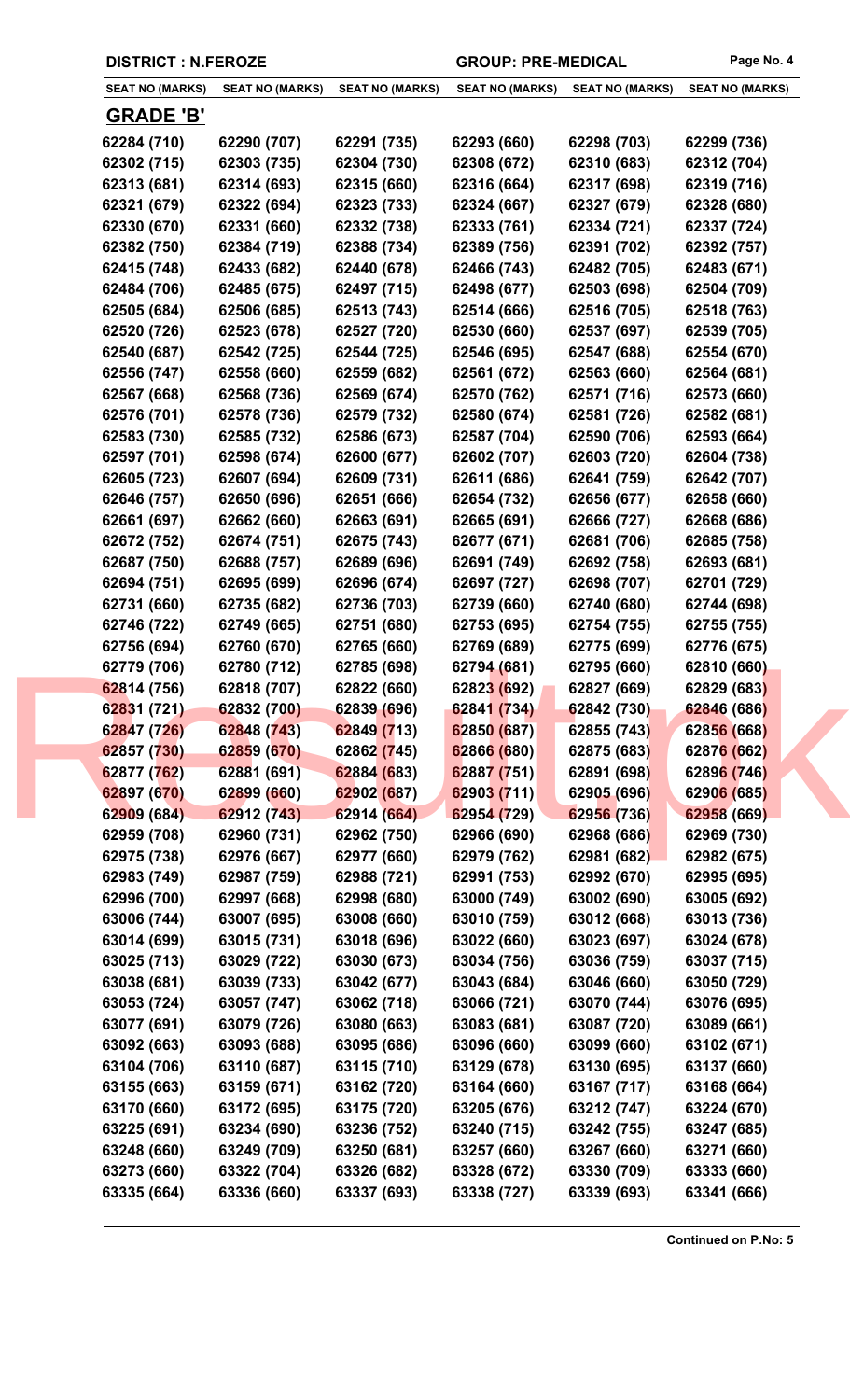**DISTRICT : N.FEROZE** | **GROUP: PRE-MEDICAL**

| SEAT NO (MARKS) | SEAT NO (MARKS) | SEAT NO (MARKS) | SEAT NO (MARKS) | SEAT NO (MARKS) | SEAT NO (MARKS) |
|---|---|---|---|---|---|

## GRADE 'B'

| | | | | | |
|---|---|---|---|---|---|
| 62284 (710) | 62290 (707) | 62291 (735) | 62293 (660) | 62298 (703) | 62299 (736) |
| 62302 (715) | 62303 (735) | 62304 (730) | 62308 (672) | 62310 (683) | 62312 (704) |
| 62313 (681) | 62314 (693) | 62315 (660) | 62316 (664) | 62317 (698) | 62319 (716) |
| 62321 (679) | 62322 (694) | 62323 (733) | 62324 (667) | 62327 (679) | 62328 (680) |
| 62330 (670) | 62331 (660) | 62332 (738) | 62333 (761) | 62334 (721) | 62337 (724) |
| 62382 (750) | 62384 (719) | 62388 (734) | 62389 (756) | 62391 (702) | 62392 (757) |
| 62415 (748) | 62433 (682) | 62440 (678) | 62466 (743) | 62482 (705) | 62483 (671) |
| 62484 (706) | 62485 (675) | 62497 (715) | 62498 (677) | 62503 (698) | 62504 (709) |
| 62505 (684) | 62506 (685) | 62513 (743) | 62514 (666) | 62516 (705) | 62518 (763) |
| 62520 (726) | 62523 (678) | 62527 (720) | 62530 (660) | 62537 (697) | 62539 (705) |
| 62540 (687) | 62542 (725) | 62544 (725) | 62546 (695) | 62547 (688) | 62554 (670) |
| 62556 (747) | 62558 (660) | 62559 (682) | 62561 (672) | 62563 (660) | 62564 (681) |
| 62567 (668) | 62568 (736) | 62569 (674) | 62570 (762) | 62571 (716) | 62573 (660) |
| 62576 (701) | 62578 (736) | 62579 (732) | 62580 (674) | 62581 (726) | 62582 (681) |
| 62583 (730) | 62585 (732) | 62586 (673) | 62587 (704) | 62590 (706) | 62593 (664) |
| 62597 (701) | 62598 (674) | 62600 (677) | 62602 (707) | 62603 (720) | 62604 (738) |
| 62605 (723) | 62607 (694) | 62609 (731) | 62611 (686) | 62641 (759) | 62642 (707) |
| 62646 (757) | 62650 (696) | 62651 (666) | 62654 (732) | 62656 (677) | 62658 (660) |
| 62661 (697) | 62662 (660) | 62663 (691) | 62665 (691) | 62666 (727) | 62668 (686) |
| 62672 (752) | 62674 (751) | 62675 (743) | 62677 (671) | 62681 (706) | 62685 (758) |
| 62687 (750) | 62688 (757) | 62689 (696) | 62691 (749) | 62692 (758) | 62693 (681) |
| 62694 (751) | 62695 (699) | 62696 (674) | 62697 (727) | 62698 (707) | 62701 (729) |
| 62731 (660) | 62735 (682) | 62736 (703) | 62739 (660) | 62740 (680) | 62744 (698) |
| 62746 (722) | 62749 (665) | 62751 (680) | 62753 (695) | 62754 (755) | 62755 (755) |
| 62756 (694) | 62760 (670) | 62765 (660) | 62769 (689) | 62775 (699) | 62776 (675) |
| 62779 (706) | 62780 (712) | 62785 (698) | 62794 (681) | 62795 (660) | 62810 (660) |
| 62814 (756) | 62818 (707) | 62822 (660) | 62823 (692) | 62827 (669) | 62829 (683) |
| 62831 (721) | 62832 (700) | 62839 (696) | 62841 (734) | 62842 (730) | 62846 (686) |
| 62847 (726) | 62848 (743) | 62849 (713) | 62850 (687) | 62855 (743) | 62856 (668) |
| 62857 (730) | 62859 (670) | 62862 (745) | 62866 (680) | 62875 (683) | 62876 (662) |
| 62877 (762) | 62881 (691) | 62884 (683) | 62887 (751) | 62891 (698) | 62896 (746) |
| 62897 (670) | 62899 (660) | 62902 (687) | 62903 (711) | 62905 (696) | 62906 (685) |
| 62909 (684) | 62912 (743) | 62914 (664) | 62954 (729) | 62956 (736) | 62958 (669) |
| 62959 (708) | 62960 (731) | 62962 (750) | 62966 (690) | 62968 (686) | 62969 (730) |
| 62975 (738) | 62976 (667) | 62977 (660) | 62979 (762) | 62981 (682) | 62982 (675) |
| 62983 (749) | 62987 (759) | 62988 (721) | 62991 (753) | 62992 (670) | 62995 (695) |
| 62996 (700) | 62997 (668) | 62998 (680) | 63000 (749) | 63002 (690) | 63005 (692) |
| 63006 (744) | 63007 (695) | 63008 (660) | 63010 (759) | 63012 (668) | 63013 (736) |
| 63014 (699) | 63015 (731) | 63018 (696) | 63022 (660) | 63023 (697) | 63024 (678) |
| 63025 (713) | 63029 (722) | 63030 (673) | 63034 (756) | 63036 (759) | 63037 (715) |
| 63038 (681) | 63039 (733) | 63042 (677) | 63043 (684) | 63046 (660) | 63050 (729) |
| 63053 (724) | 63057 (747) | 63062 (718) | 63066 (721) | 63070 (744) | 63076 (695) |
| 63077 (691) | 63079 (726) | 63080 (663) | 63083 (681) | 63087 (720) | 63089 (661) |
| 63092 (663) | 63093 (688) | 63095 (686) | 63096 (660) | 63099 (660) | 63102 (671) |
| 63104 (706) | 63110 (687) | 63115 (710) | 63129 (678) | 63130 (695) | 63137 (660) |
| 63155 (663) | 63159 (671) | 63162 (720) | 63164 (660) | 63167 (717) | 63168 (664) |
| 63170 (660) | 63172 (695) | 63175 (720) | 63205 (676) | 63212 (747) | 63224 (670) |
| 63225 (691) | 63234 (690) | 63236 (752) | 63240 (715) | 63242 (755) | 63247 (685) |
| 63248 (660) | 63249 (709) | 63250 (681) | 63257 (660) | 63267 (660) | 63271 (660) |
| 63273 (660) | 63322 (704) | 63326 (682) | 63328 (672) | 63330 (709) | 63333 (660) |
| 63335 (664) | 63336 (660) | 63337 (693) | 63338 (727) | 63339 (693) | 63341 (666) |

**Continued on P.No: 5**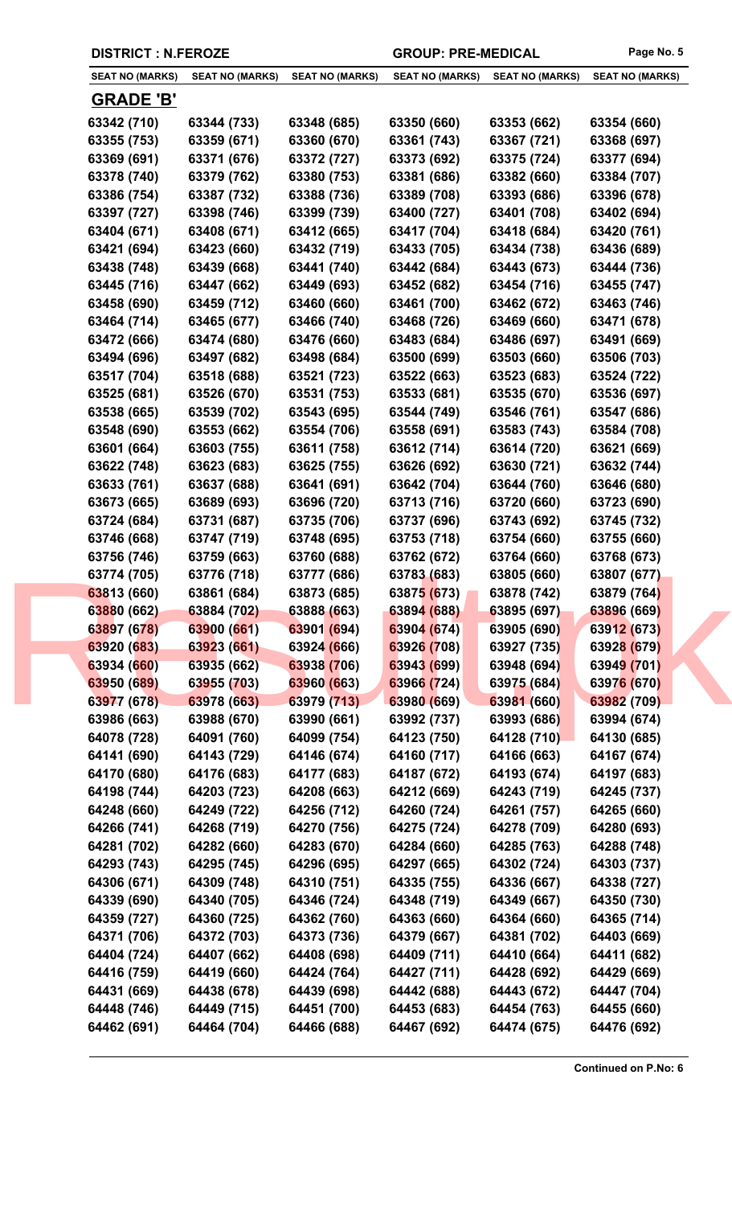**DISTRICT : N.FEROZE** **GROUP: PRE-MEDICAL**

| SEAT NO (MARKS) | SEAT NO (MARKS) | SEAT NO (MARKS) | SEAT NO (MARKS) | SEAT NO (MARKS) | SEAT NO (MARKS) |
|---|---|---|---|---|---|

## GRADE 'B'

| | | | | | |
|---|---|---|---|---|---|
| 63342 (710) | 63344 (733) | 63348 (685) | 63350 (660) | 63353 (662) | 63354 (660) |
| 63355 (753) | 63359 (671) | 63360 (670) | 63361 (743) | 63367 (721) | 63368 (697) |
| 63369 (691) | 63371 (676) | 63372 (727) | 63373 (692) | 63375 (724) | 63377 (694) |
| 63378 (740) | 63379 (762) | 63380 (753) | 63381 (686) | 63382 (660) | 63384 (707) |
| 63386 (754) | 63387 (732) | 63388 (736) | 63389 (708) | 63393 (686) | 63396 (678) |
| 63397 (727) | 63398 (746) | 63399 (739) | 63400 (727) | 63401 (708) | 63402 (694) |
| 63404 (671) | 63408 (671) | 63412 (665) | 63417 (704) | 63418 (684) | 63420 (761) |
| 63421 (694) | 63423 (660) | 63432 (719) | 63433 (705) | 63434 (738) | 63436 (689) |
| 63438 (748) | 63439 (668) | 63441 (740) | 63442 (684) | 63443 (673) | 63444 (736) |
| 63445 (716) | 63447 (662) | 63449 (693) | 63452 (682) | 63454 (716) | 63455 (747) |
| 63458 (690) | 63459 (712) | 63460 (660) | 63461 (700) | 63462 (672) | 63463 (746) |
| 63464 (714) | 63465 (677) | 63466 (740) | 63468 (726) | 63469 (660) | 63471 (678) |
| 63472 (666) | 63474 (680) | 63476 (660) | 63483 (684) | 63486 (697) | 63491 (669) |
| 63494 (696) | 63497 (682) | 63498 (684) | 63500 (699) | 63503 (660) | 63506 (703) |
| 63517 (704) | 63518 (688) | 63521 (723) | 63522 (663) | 63523 (683) | 63524 (722) |
| 63525 (681) | 63526 (670) | 63531 (753) | 63533 (681) | 63535 (670) | 63536 (697) |
| 63538 (665) | 63539 (702) | 63543 (695) | 63544 (749) | 63546 (761) | 63547 (686) |
| 63548 (690) | 63553 (662) | 63554 (706) | 63558 (691) | 63583 (743) | 63584 (708) |
| 63601 (664) | 63603 (755) | 63611 (758) | 63612 (714) | 63614 (720) | 63621 (669) |
| 63622 (748) | 63623 (683) | 63625 (755) | 63626 (692) | 63630 (721) | 63632 (744) |
| 63633 (761) | 63637 (688) | 63641 (691) | 63642 (704) | 63644 (760) | 63646 (680) |
| 63673 (665) | 63689 (693) | 63696 (720) | 63713 (716) | 63720 (660) | 63723 (690) |
| 63724 (684) | 63731 (687) | 63735 (706) | 63737 (696) | 63743 (692) | 63745 (732) |
| 63746 (668) | 63747 (719) | 63748 (695) | 63753 (718) | 63754 (660) | 63755 (660) |
| 63756 (746) | 63759 (663) | 63760 (688) | 63762 (672) | 63764 (660) | 63768 (673) |
| 63774 (705) | 63776 (718) | 63777 (686) | 63783 (683) | 63805 (660) | 63807 (677) |
| 63813 (660) | 63861 (684) | 63873 (685) | 63875 (673) | 63878 (742) | 63879 (764) |
| 63880 (662) | 63884 (702) | 63888 (663) | 63894 (688) | 63895 (697) | 63896 (669) |
| 63897 (678) | 63900 (661) | 63901 (694) | 63904 (674) | 63905 (690) | 63912 (673) |
| 63920 (683) | 63923 (661) | 63924 (666) | 63926 (708) | 63927 (735) | 63928 (679) |
| 63934 (660) | 63935 (662) | 63938 (706) | 63943 (699) | 63948 (694) | 63949 (701) |
| 63950 (689) | 63955 (703) | 63960 (663) | 63966 (724) | 63975 (684) | 63976 (670) |
| 63977 (678) | 63978 (663) | 63979 (713) | 63980 (669) | 63981 (660) | 63982 (709) |
| 63986 (663) | 63988 (670) | 63990 (661) | 63992 (737) | 63993 (686) | 63994 (674) |
| 64078 (728) | 64091 (760) | 64099 (754) | 64123 (750) | 64128 (710) | 64130 (685) |
| 64141 (690) | 64143 (729) | 64146 (674) | 64160 (717) | 64166 (663) | 64167 (674) |
| 64170 (680) | 64176 (683) | 64177 (683) | 64187 (672) | 64193 (674) | 64197 (683) |
| 64198 (744) | 64203 (723) | 64208 (663) | 64212 (669) | 64243 (719) | 64245 (737) |
| 64248 (660) | 64249 (722) | 64256 (712) | 64260 (724) | 64261 (757) | 64265 (660) |
| 64266 (741) | 64268 (719) | 64270 (756) | 64275 (724) | 64278 (709) | 64280 (693) |
| 64281 (702) | 64282 (660) | 64283 (670) | 64284 (660) | 64285 (763) | 64288 (748) |
| 64293 (743) | 64295 (745) | 64296 (695) | 64297 (665) | 64302 (724) | 64303 (737) |
| 64306 (671) | 64309 (748) | 64310 (751) | 64335 (755) | 64336 (667) | 64338 (727) |
| 64339 (690) | 64340 (705) | 64346 (724) | 64348 (719) | 64349 (667) | 64350 (730) |
| 64359 (727) | 64360 (725) | 64362 (760) | 64363 (660) | 64364 (660) | 64365 (714) |
| 64371 (706) | 64372 (703) | 64373 (736) | 64379 (667) | 64381 (702) | 64403 (669) |
| 64404 (724) | 64407 (662) | 64408 (698) | 64409 (711) | 64410 (664) | 64411 (682) |
| 64416 (759) | 64419 (660) | 64424 (764) | 64427 (711) | 64428 (692) | 64429 (669) |
| 64431 (669) | 64438 (678) | 64439 (698) | 64442 (688) | 64443 (672) | 64447 (704) |
| 64448 (746) | 64449 (715) | 64451 (700) | 64453 (683) | 64454 (763) | 64455 (660) |
| 64462 (691) | 64464 (704) | 64466 (688) | 64467 (692) | 64474 (675) | 64476 (692) |

**Continued on P.No: 6**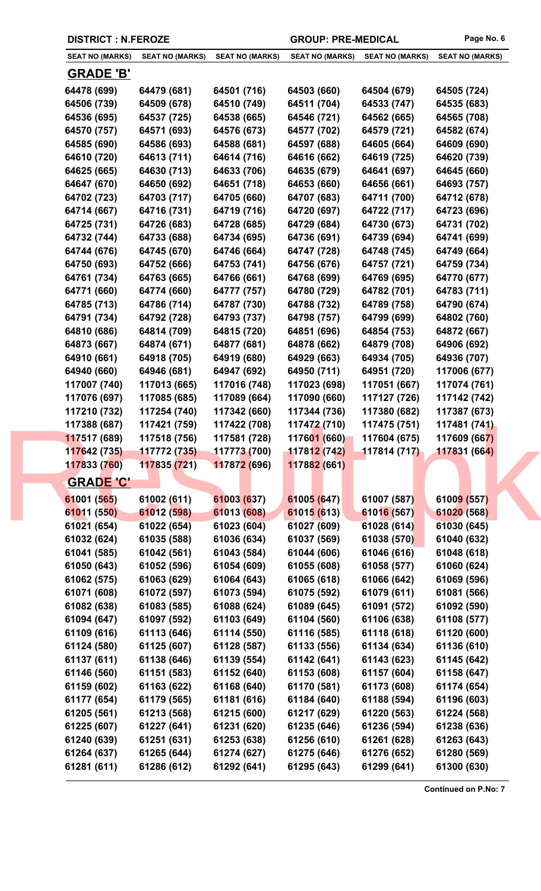DISTRICT : N.FEROZE | GROUP: PRE-MEDICAL

| SEAT NO (MARKS) | SEAT NO (MARKS) | SEAT NO (MARKS) | SEAT NO (MARKS) | SEAT NO (MARKS) | SEAT NO (MARKS) |
|---|---|---|---|---|---|

## GRADE 'B'

| | | | | | |
|---|---|---|---|---|---|
| 64478 (699) | 64479 (681) | 64501 (716) | 64503 (660) | 64504 (679) | 64505 (724) |
| 64506 (739) | 64509 (678) | 64510 (749) | 64511 (704) | 64533 (747) | 64535 (683) |
| 64536 (695) | 64537 (725) | 64538 (665) | 64546 (721) | 64562 (665) | 64565 (708) |
| 64570 (757) | 64571 (693) | 64576 (673) | 64577 (702) | 64579 (721) | 64582 (674) |
| 64585 (690) | 64586 (693) | 64588 (681) | 64597 (688) | 64605 (664) | 64609 (690) |
| 64610 (720) | 64613 (711) | 64614 (716) | 64616 (662) | 64619 (725) | 64620 (739) |
| 64625 (665) | 64630 (713) | 64633 (706) | 64635 (679) | 64641 (697) | 64645 (660) |
| 64647 (670) | 64650 (692) | 64651 (718) | 64653 (660) | 64656 (661) | 64693 (757) |
| 64702 (723) | 64703 (717) | 64705 (660) | 64707 (683) | 64711 (700) | 64712 (678) |
| 64714 (667) | 64716 (731) | 64719 (716) | 64720 (697) | 64722 (717) | 64723 (696) |
| 64725 (731) | 64726 (683) | 64728 (685) | 64729 (684) | 64730 (673) | 64731 (702) |
| 64732 (744) | 64733 (688) | 64734 (695) | 64736 (691) | 64739 (694) | 64741 (699) |
| 64744 (676) | 64745 (670) | 64746 (664) | 64747 (728) | 64748 (745) | 64749 (664) |
| 64750 (693) | 64752 (666) | 64753 (741) | 64756 (676) | 64757 (721) | 64759 (734) |
| 64761 (734) | 64763 (665) | 64766 (661) | 64768 (699) | 64769 (695) | 64770 (677) |
| 64771 (660) | 64774 (660) | 64777 (757) | 64780 (729) | 64782 (701) | 64783 (711) |
| 64785 (713) | 64786 (714) | 64787 (730) | 64788 (732) | 64789 (758) | 64790 (674) |
| 64791 (734) | 64792 (728) | 64793 (737) | 64798 (757) | 64799 (699) | 64802 (760) |
| 64810 (686) | 64814 (709) | 64815 (720) | 64851 (696) | 64854 (753) | 64872 (667) |
| 64873 (667) | 64874 (671) | 64877 (681) | 64878 (662) | 64879 (708) | 64906 (692) |
| 64910 (661) | 64918 (705) | 64919 (680) | 64929 (663) | 64934 (705) | 64936 (707) |
| 64940 (660) | 64946 (681) | 64947 (692) | 64950 (711) | 64951 (720) | 117006 (677) |
| 117007 (740) | 117013 (665) | 117016 (748) | 117023 (698) | 117051 (667) | 117074 (761) |
| 117076 (697) | 117085 (685) | 117089 (664) | 117090 (660) | 117127 (726) | 117142 (742) |
| 117210 (732) | 117254 (740) | 117342 (660) | 117344 (736) | 117380 (682) | 117387 (673) |
| 117388 (687) | 117421 (759) | 117422 (708) | 117472 (710) | 117475 (751) | 117481 (741) |
| 117517 (689) | 117518 (756) | 117581 (728) | 117601 (660) | 117604 (675) | 117609 (667) |
| 117642 (735) | 117772 (735) | 117773 (700) | 117812 (742) | 117814 (717) | 117831 (664) |
| 117833 (760) | 117835 (721) | 117872 (696) | 117882 (661) | | |

## GRADE 'C'

| | | | | | |
|---|---|---|---|---|---|
| 61001 (565) | 61002 (611) | 61003 (637) | 61005 (647) | 61007 (587) | 61009 (557) |
| 61011 (550) | 61012 (598) | 61013 (608) | 61015 (613) | 61016 (567) | 61020 (568) |
| 61021 (654) | 61022 (654) | 61023 (604) | 61027 (609) | 61028 (614) | 61030 (645) |
| 61032 (624) | 61035 (588) | 61036 (634) | 61037 (569) | 61038 (570) | 61040 (632) |
| 61041 (585) | 61042 (561) | 61043 (584) | 61044 (606) | 61046 (616) | 61048 (618) |
| 61050 (643) | 61052 (596) | 61054 (609) | 61055 (608) | 61058 (577) | 61060 (624) |
| 61062 (575) | 61063 (629) | 61064 (643) | 61065 (618) | 61066 (642) | 61069 (596) |
| 61071 (608) | 61072 (597) | 61073 (594) | 61075 (592) | 61079 (611) | 61081 (566) |
| 61082 (638) | 61083 (585) | 61088 (624) | 61089 (645) | 61091 (572) | 61092 (590) |
| 61094 (647) | 61097 (592) | 61103 (649) | 61104 (560) | 61106 (638) | 61108 (577) |
| 61109 (616) | 61113 (646) | 61114 (550) | 61116 (585) | 61118 (618) | 61120 (600) |
| 61124 (580) | 61125 (607) | 61128 (587) | 61133 (556) | 61134 (634) | 61136 (610) |
| 61137 (611) | 61138 (646) | 61139 (554) | 61142 (641) | 61143 (623) | 61145 (642) |
| 61146 (560) | 61151 (583) | 61152 (640) | 61153 (608) | 61157 (604) | 61158 (647) |
| 61159 (602) | 61163 (622) | 61168 (640) | 61170 (581) | 61173 (608) | 61174 (654) |
| 61177 (654) | 61179 (565) | 61181 (616) | 61184 (640) | 61188 (594) | 61196 (603) |
| 61205 (561) | 61213 (568) | 61215 (600) | 61217 (629) | 61220 (563) | 61224 (568) |
| 61225 (607) | 61227 (641) | 61231 (620) | 61235 (646) | 61236 (594) | 61238 (636) |
| 61240 (639) | 61251 (631) | 61253 (638) | 61256 (610) | 61261 (628) | 61263 (643) |
| 61264 (637) | 61265 (644) | 61274 (627) | 61275 (646) | 61276 (652) | 61280 (569) |
| 61281 (611) | 61286 (612) | 61292 (641) | 61295 (643) | 61299 (641) | 61300 (630) |

**Continued on P.No: 7**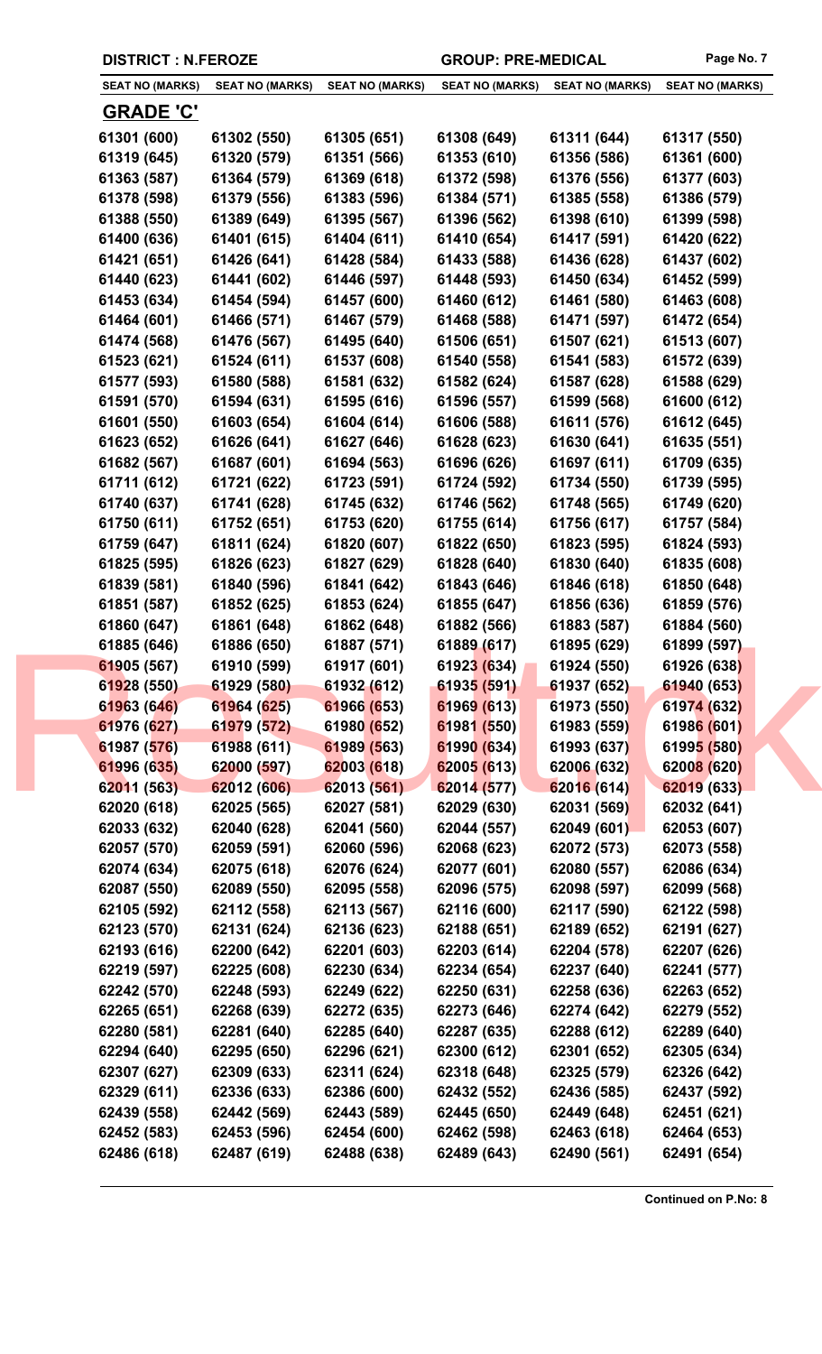**DISTRICT : N.FEROZE** **GROUP: PRE-MEDICAL**

| SEAT NO (MARKS) | SEAT NO (MARKS) | SEAT NO (MARKS) | SEAT NO (MARKS) | SEAT NO (MARKS) | SEAT NO (MARKS) |
|---|---|---|---|---|---|

## GRADE 'C'

| | | | | | |
|---|---|---|---|---|---|
| 61301 (600) | 61302 (550) | 61305 (651) | 61308 (649) | 61311 (644) | 61317 (550) |
| 61319 (645) | 61320 (579) | 61351 (566) | 61353 (610) | 61356 (586) | 61361 (600) |
| 61363 (587) | 61364 (579) | 61369 (618) | 61372 (598) | 61376 (556) | 61377 (603) |
| 61378 (598) | 61379 (556) | 61383 (596) | 61384 (571) | 61385 (558) | 61386 (579) |
| 61388 (550) | 61389 (649) | 61395 (567) | 61396 (562) | 61398 (610) | 61399 (598) |
| 61400 (636) | 61401 (615) | 61404 (611) | 61410 (654) | 61417 (591) | 61420 (622) |
| 61421 (651) | 61426 (641) | 61428 (584) | 61433 (588) | 61436 (628) | 61437 (602) |
| 61440 (623) | 61441 (602) | 61446 (597) | 61448 (593) | 61450 (634) | 61452 (599) |
| 61453 (634) | 61454 (594) | 61457 (600) | 61460 (612) | 61461 (580) | 61463 (608) |
| 61464 (601) | 61466 (571) | 61467 (579) | 61468 (588) | 61471 (597) | 61472 (654) |
| 61474 (568) | 61476 (567) | 61495 (640) | 61506 (651) | 61507 (621) | 61513 (607) |
| 61523 (621) | 61524 (611) | 61537 (608) | 61540 (558) | 61541 (583) | 61572 (639) |
| 61577 (593) | 61580 (588) | 61581 (632) | 61582 (624) | 61587 (628) | 61588 (629) |
| 61591 (570) | 61594 (631) | 61595 (616) | 61596 (557) | 61599 (568) | 61600 (612) |
| 61601 (550) | 61603 (654) | 61604 (614) | 61606 (588) | 61611 (576) | 61612 (645) |
| 61623 (652) | 61626 (641) | 61627 (646) | 61628 (623) | 61630 (641) | 61635 (551) |
| 61682 (567) | 61687 (601) | 61694 (563) | 61696 (626) | 61697 (611) | 61709 (635) |
| 61711 (612) | 61721 (622) | 61723 (591) | 61724 (592) | 61734 (550) | 61739 (595) |
| 61740 (637) | 61741 (628) | 61745 (632) | 61746 (562) | 61748 (565) | 61749 (620) |
| 61750 (611) | 61752 (651) | 61753 (620) | 61755 (614) | 61756 (617) | 61757 (584) |
| 61759 (647) | 61811 (624) | 61820 (607) | 61822 (650) | 61823 (595) | 61824 (593) |
| 61825 (595) | 61826 (623) | 61827 (629) | 61828 (640) | 61830 (640) | 61835 (608) |
| 61839 (581) | 61840 (596) | 61841 (642) | 61843 (646) | 61846 (618) | 61850 (648) |
| 61851 (587) | 61852 (625) | 61853 (624) | 61855 (647) | 61856 (636) | 61859 (576) |
| 61860 (647) | 61861 (648) | 61862 (648) | 61882 (566) | 61883 (587) | 61884 (560) |
| 61885 (646) | 61886 (650) | 61887 (571) | 61889 (617) | 61895 (629) | 61899 (597) |
| 61905 (567) | 61910 (599) | 61917 (601) | 61923 (634) | 61924 (550) | 61926 (638) |
| 61928 (550) | 61929 (580) | 61932 (612) | 61935 (591) | 61937 (652) | 61940 (653) |
| 61963 (646) | 61964 (625) | 61966 (653) | 61969 (613) | 61973 (550) | 61974 (632) |
| 61976 (627) | 61979 (572) | 61980 (652) | 61981 (550) | 61983 (559) | 61986 (601) |
| 61987 (576) | 61988 (611) | 61989 (563) | 61990 (634) | 61993 (637) | 61995 (580) |
| 61996 (635) | 62000 (597) | 62003 (618) | 62005 (613) | 62006 (632) | 62008 (620) |
| 62011 (563) | 62012 (606) | 62013 (561) | 62014 (577) | 62016 (614) | 62019 (633) |
| 62020 (618) | 62025 (565) | 62027 (581) | 62029 (630) | 62031 (569) | 62032 (641) |
| 62033 (632) | 62040 (628) | 62041 (560) | 62044 (557) | 62049 (601) | 62053 (607) |
| 62057 (570) | 62059 (591) | 62060 (596) | 62068 (623) | 62072 (573) | 62073 (558) |
| 62074 (634) | 62075 (618) | 62076 (624) | 62077 (601) | 62080 (557) | 62086 (634) |
| 62087 (550) | 62089 (550) | 62095 (558) | 62096 (575) | 62098 (597) | 62099 (568) |
| 62105 (592) | 62112 (558) | 62113 (567) | 62116 (600) | 62117 (590) | 62122 (598) |
| 62123 (570) | 62131 (624) | 62136 (623) | 62188 (651) | 62189 (652) | 62191 (627) |
| 62193 (616) | 62200 (642) | 62201 (603) | 62203 (614) | 62204 (578) | 62207 (626) |
| 62219 (597) | 62225 (608) | 62230 (634) | 62234 (654) | 62237 (640) | 62241 (577) |
| 62242 (570) | 62248 (593) | 62249 (622) | 62250 (631) | 62258 (636) | 62263 (652) |
| 62265 (651) | 62268 (639) | 62272 (635) | 62273 (646) | 62274 (642) | 62279 (552) |
| 62280 (581) | 62281 (640) | 62285 (640) | 62287 (635) | 62288 (612) | 62289 (640) |
| 62294 (640) | 62295 (650) | 62296 (621) | 62300 (612) | 62301 (652) | 62305 (634) |
| 62307 (627) | 62309 (633) | 62311 (624) | 62318 (648) | 62325 (579) | 62326 (642) |
| 62329 (611) | 62336 (633) | 62386 (600) | 62432 (552) | 62436 (585) | 62437 (592) |
| 62439 (558) | 62442 (569) | 62443 (589) | 62445 (650) | 62449 (648) | 62451 (621) |
| 62452 (583) | 62453 (596) | 62454 (600) | 62462 (598) | 62463 (618) | 62464 (653) |
| 62486 (618) | 62487 (619) | 62488 (638) | 62489 (643) | 62490 (561) | 62491 (654) |

**Continued on P.No: 8**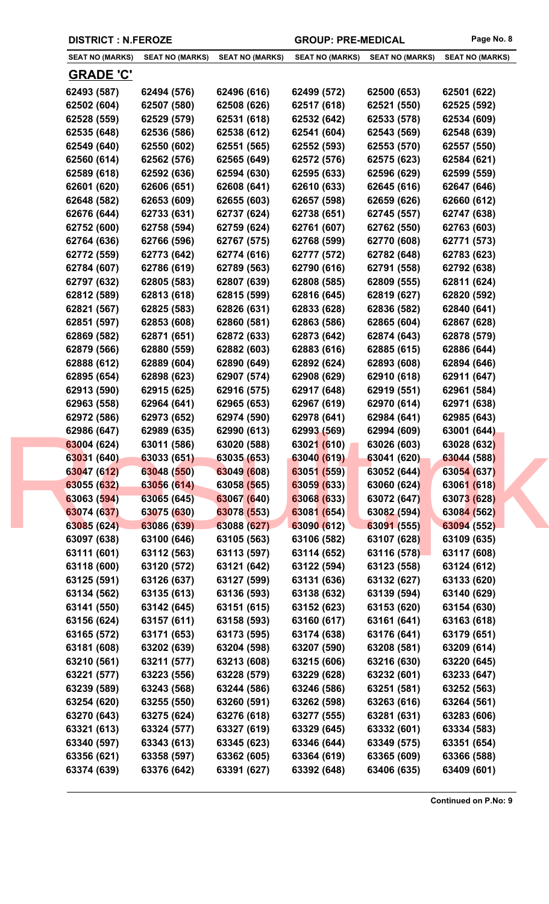DISTRICT : N.FEROZE | GROUP: PRE-MEDICAL

| SEAT NO (MARKS) | SEAT NO (MARKS) | SEAT NO (MARKS) | SEAT NO (MARKS) | SEAT NO (MARKS) | SEAT NO (MARKS) |
|---|---|---|---|---|---|

## GRADE 'C'

| SEAT NO (MARKS) | SEAT NO (MARKS) | SEAT NO (MARKS) | SEAT NO (MARKS) | SEAT NO (MARKS) | SEAT NO (MARKS) |
|---|---|---|---|---|---|
| 62493 (587) | 62494 (576) | 62496 (616) | 62499 (572) | 62500 (653) | 62501 (622) |
| 62502 (604) | 62507 (580) | 62508 (626) | 62517 (618) | 62521 (550) | 62525 (592) |
| 62528 (559) | 62529 (579) | 62531 (618) | 62532 (642) | 62533 (578) | 62534 (609) |
| 62535 (648) | 62536 (586) | 62538 (612) | 62541 (604) | 62543 (569) | 62548 (639) |
| 62549 (640) | 62550 (602) | 62551 (565) | 62552 (593) | 62553 (570) | 62557 (550) |
| 62560 (614) | 62562 (576) | 62565 (649) | 62572 (576) | 62575 (623) | 62584 (621) |
| 62589 (618) | 62592 (636) | 62594 (630) | 62595 (633) | 62596 (629) | 62599 (559) |
| 62601 (620) | 62606 (651) | 62608 (641) | 62610 (633) | 62645 (616) | 62647 (646) |
| 62648 (582) | 62653 (609) | 62655 (603) | 62657 (598) | 62659 (626) | 62660 (612) |
| 62676 (644) | 62733 (631) | 62737 (624) | 62738 (651) | 62745 (557) | 62747 (638) |
| 62752 (600) | 62758 (594) | 62759 (624) | 62761 (607) | 62762 (550) | 62763 (603) |
| 62764 (636) | 62766 (596) | 62767 (575) | 62768 (599) | 62770 (608) | 62771 (573) |
| 62772 (559) | 62773 (642) | 62774 (616) | 62777 (572) | 62782 (648) | 62783 (623) |
| 62784 (607) | 62786 (619) | 62789 (563) | 62790 (616) | 62791 (558) | 62792 (638) |
| 62797 (632) | 62805 (583) | 62807 (639) | 62808 (585) | 62809 (555) | 62811 (624) |
| 62812 (589) | 62813 (618) | 62815 (599) | 62816 (645) | 62819 (627) | 62820 (592) |
| 62821 (567) | 62825 (583) | 62826 (631) | 62833 (628) | 62836 (582) | 62840 (641) |
| 62851 (597) | 62853 (608) | 62860 (581) | 62863 (586) | 62865 (604) | 62867 (628) |
| 62869 (582) | 62871 (651) | 62872 (633) | 62873 (642) | 62874 (643) | 62878 (579) |
| 62879 (566) | 62880 (559) | 62882 (603) | 62883 (616) | 62885 (615) | 62886 (644) |
| 62888 (612) | 62889 (604) | 62890 (649) | 62892 (624) | 62893 (608) | 62894 (646) |
| 62895 (654) | 62898 (623) | 62907 (574) | 62908 (629) | 62910 (618) | 62911 (647) |
| 62913 (590) | 62915 (625) | 62916 (575) | 62917 (648) | 62919 (551) | 62961 (584) |
| 62963 (558) | 62964 (641) | 62965 (653) | 62967 (619) | 62970 (614) | 62971 (638) |
| 62972 (586) | 62973 (652) | 62974 (590) | 62978 (641) | 62984 (641) | 62985 (643) |
| 62986 (647) | 62989 (635) | 62990 (613) | 62993 (569) | 62994 (609) | 63001 (644) |
| 63004 (624) | 63011 (586) | 63020 (588) | 63021 (610) | 63026 (603) | 63028 (632) |
| 63031 (640) | 63033 (651) | 63035 (653) | 63040 (619) | 63041 (620) | 63044 (588) |
| 63047 (612) | 63048 (550) | 63049 (608) | 63051 (559) | 63052 (644) | 63054 (637) |
| 63055 (632) | 63056 (614) | 63058 (565) | 63059 (633) | 63060 (624) | 63061 (618) |
| 63063 (594) | 63065 (645) | 63067 (640) | 63068 (633) | 63072 (647) | 63073 (628) |
| 63074 (637) | 63075 (630) | 63078 (553) | 63081 (654) | 63082 (594) | 63084 (562) |
| 63085 (624) | 63086 (639) | 63088 (627) | 63090 (612) | 63091 (555) | 63094 (552) |
| 63097 (638) | 63100 (646) | 63105 (563) | 63106 (582) | 63107 (628) | 63109 (635) |
| 63111 (601) | 63112 (563) | 63113 (597) | 63114 (652) | 63116 (578) | 63117 (608) |
| 63118 (600) | 63120 (572) | 63121 (642) | 63122 (594) | 63123 (558) | 63124 (612) |
| 63125 (591) | 63126 (637) | 63127 (599) | 63131 (636) | 63132 (627) | 63133 (620) |
| 63134 (562) | 63135 (613) | 63136 (593) | 63138 (632) | 63139 (594) | 63140 (629) |
| 63141 (550) | 63142 (645) | 63151 (615) | 63152 (623) | 63153 (620) | 63154 (630) |
| 63156 (624) | 63157 (611) | 63158 (593) | 63160 (617) | 63161 (641) | 63163 (618) |
| 63165 (572) | 63171 (653) | 63173 (595) | 63174 (638) | 63176 (641) | 63179 (651) |
| 63181 (608) | 63202 (639) | 63204 (598) | 63207 (590) | 63208 (581) | 63209 (614) |
| 63210 (561) | 63211 (577) | 63213 (608) | 63215 (606) | 63216 (630) | 63220 (645) |
| 63221 (577) | 63223 (556) | 63228 (579) | 63229 (628) | 63232 (601) | 63233 (647) |
| 63239 (589) | 63243 (568) | 63244 (586) | 63246 (586) | 63251 (581) | 63252 (563) |
| 63254 (620) | 63255 (550) | 63260 (591) | 63262 (598) | 63263 (616) | 63264 (561) |
| 63270 (643) | 63275 (624) | 63276 (618) | 63277 (555) | 63281 (631) | 63283 (606) |
| 63321 (613) | 63324 (577) | 63327 (619) | 63329 (645) | 63332 (601) | 63334 (583) |
| 63340 (597) | 63343 (613) | 63345 (623) | 63346 (644) | 63349 (575) | 63351 (654) |
| 63356 (621) | 63358 (597) | 63362 (605) | 63364 (619) | 63365 (609) | 63366 (588) |
| 63374 (639) | 63376 (642) | 63391 (627) | 63392 (648) | 63406 (635) | 63409 (601) |

**Continued on P.No: 9**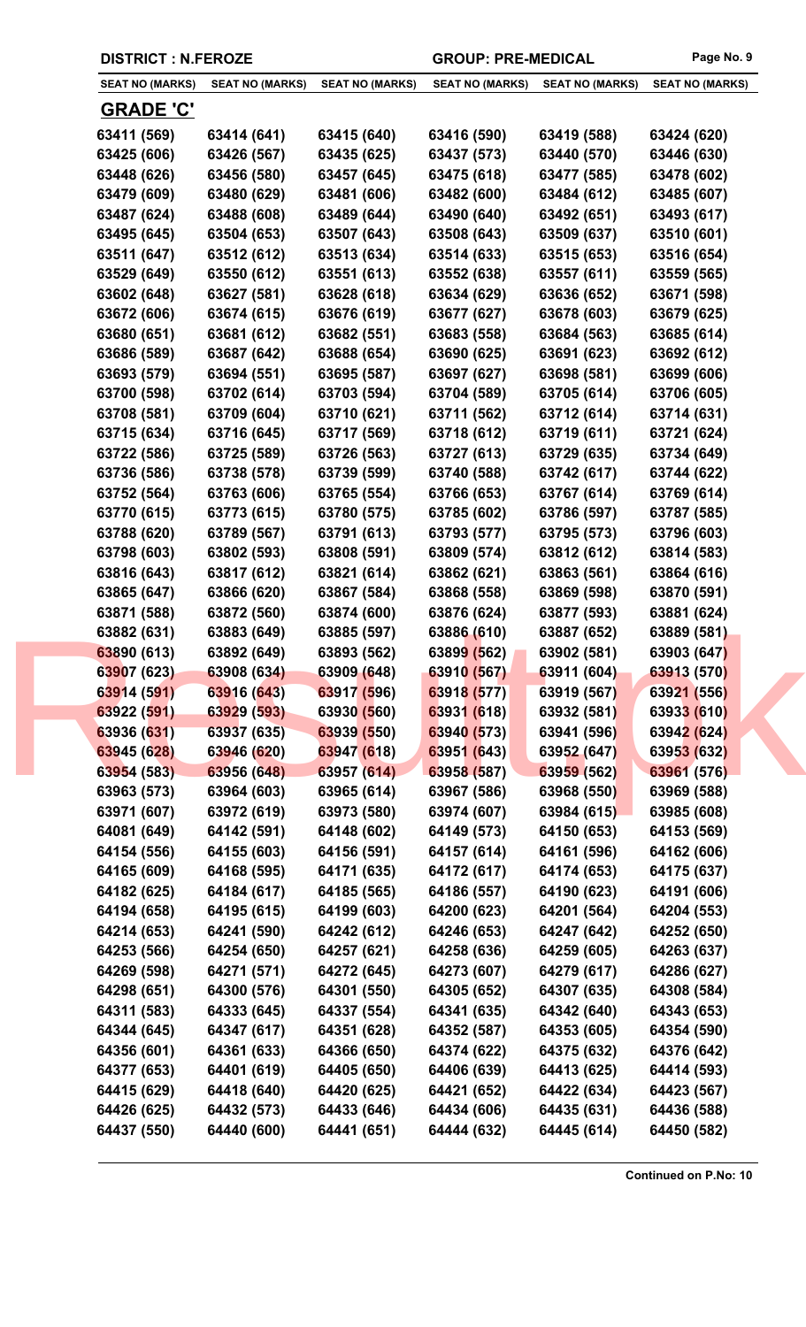**DISTRICT : N.FEROZE** | **GROUP: PRE-MEDICAL**

| SEAT NO (MARKS) | SEAT NO (MARKS) | SEAT NO (MARKS) | SEAT NO (MARKS) | SEAT NO (MARKS) | SEAT NO (MARKS) |
|---|---|---|---|---|---|
| **GRADE 'C'** | | | | | |
| 63411 (569) | 63414 (641) | 63415 (640) | 63416 (590) | 63419 (588) | 63424 (620) |
| 63425 (606) | 63426 (567) | 63435 (625) | 63437 (573) | 63440 (570) | 63446 (630) |
| 63448 (626) | 63456 (580) | 63457 (645) | 63475 (618) | 63477 (585) | 63478 (602) |
| 63479 (609) | 63480 (629) | 63481 (606) | 63482 (600) | 63484 (612) | 63485 (607) |
| 63487 (624) | 63488 (608) | 63489 (644) | 63490 (640) | 63492 (651) | 63493 (617) |
| 63495 (645) | 63504 (653) | 63507 (643) | 63508 (643) | 63509 (637) | 63510 (601) |
| 63511 (647) | 63512 (612) | 63513 (634) | 63514 (633) | 63515 (653) | 63516 (654) |
| 63529 (649) | 63550 (612) | 63551 (613) | 63552 (638) | 63557 (611) | 63559 (565) |
| 63602 (648) | 63627 (581) | 63628 (618) | 63634 (629) | 63636 (652) | 63671 (598) |
| 63672 (606) | 63674 (615) | 63676 (619) | 63677 (627) | 63678 (603) | 63679 (625) |
| 63680 (651) | 63681 (612) | 63682 (551) | 63683 (558) | 63684 (563) | 63685 (614) |
| 63686 (589) | 63687 (642) | 63688 (654) | 63690 (625) | 63691 (623) | 63692 (612) |
| 63693 (579) | 63694 (551) | 63695 (587) | 63697 (627) | 63698 (581) | 63699 (606) |
| 63700 (598) | 63702 (614) | 63703 (594) | 63704 (589) | 63705 (614) | 63706 (605) |
| 63708 (581) | 63709 (604) | 63710 (621) | 63711 (562) | 63712 (614) | 63714 (631) |
| 63715 (634) | 63716 (645) | 63717 (569) | 63718 (612) | 63719 (611) | 63721 (624) |
| 63722 (586) | 63725 (589) | 63726 (563) | 63727 (613) | 63729 (635) | 63734 (649) |
| 63736 (586) | 63738 (578) | 63739 (599) | 63740 (588) | 63742 (617) | 63744 (622) |
| 63752 (564) | 63763 (606) | 63765 (554) | 63766 (653) | 63767 (614) | 63769 (614) |
| 63770 (615) | 63773 (615) | 63780 (575) | 63785 (602) | 63786 (597) | 63787 (585) |
| 63788 (620) | 63789 (567) | 63791 (613) | 63793 (577) | 63795 (573) | 63796 (603) |
| 63798 (603) | 63802 (593) | 63808 (591) | 63809 (574) | 63812 (612) | 63814 (583) |
| 63816 (643) | 63817 (612) | 63821 (614) | 63862 (621) | 63863 (561) | 63864 (616) |
| 63865 (647) | 63866 (620) | 63867 (584) | 63868 (558) | 63869 (598) | 63870 (591) |
| 63871 (588) | 63872 (560) | 63874 (600) | 63876 (624) | 63877 (593) | 63881 (624) |
| 63882 (631) | 63883 (649) | 63885 (597) | 63886 (610) | 63887 (652) | 63889 (581) |
| 63890 (613) | 63892 (649) | 63893 (562) | 63899 (562) | 63902 (581) | 63903 (647) |
| 63907 (623) | 63908 (634) | 63909 (648) | 63910 (567) | 63911 (604) | 63913 (570) |
| 63914 (591) | 63916 (643) | 63917 (596) | 63918 (577) | 63919 (567) | 63921 (556) |
| 63922 (591) | 63929 (593) | 63930 (560) | 63931 (618) | 63932 (581) | 63933 (610) |
| 63936 (631) | 63937 (635) | 63939 (550) | 63940 (573) | 63941 (596) | 63942 (624) |
| 63945 (628) | 63946 (620) | 63947 (618) | 63951 (643) | 63952 (647) | 63953 (632) |
| 63954 (583) | 63956 (648) | 63957 (614) | 63958 (587) | 63959 (562) | 63961 (576) |
| 63963 (573) | 63964 (603) | 63965 (614) | 63967 (586) | 63968 (550) | 63969 (588) |
| 63971 (607) | 63972 (619) | 63973 (580) | 63974 (607) | 63984 (615) | 63985 (608) |
| 64081 (649) | 64142 (591) | 64148 (602) | 64149 (573) | 64150 (653) | 64153 (569) |
| 64154 (556) | 64155 (603) | 64156 (591) | 64157 (614) | 64161 (596) | 64162 (606) |
| 64165 (609) | 64168 (595) | 64171 (635) | 64172 (617) | 64174 (653) | 64175 (637) |
| 64182 (625) | 64184 (617) | 64185 (565) | 64186 (557) | 64190 (623) | 64191 (606) |
| 64194 (658) | 64195 (615) | 64199 (603) | 64200 (623) | 64201 (564) | 64204 (553) |
| 64214 (653) | 64241 (590) | 64242 (612) | 64246 (653) | 64247 (642) | 64252 (650) |
| 64253 (566) | 64254 (650) | 64257 (621) | 64258 (636) | 64259 (605) | 64263 (637) |
| 64269 (598) | 64271 (571) | 64272 (645) | 64273 (607) | 64279 (617) | 64286 (627) |
| 64298 (651) | 64300 (576) | 64301 (550) | 64305 (652) | 64307 (635) | 64308 (584) |
| 64311 (583) | 64333 (645) | 64337 (554) | 64341 (635) | 64342 (640) | 64343 (653) |
| 64344 (645) | 64347 (617) | 64351 (628) | 64352 (587) | 64353 (605) | 64354 (590) |
| 64356 (601) | 64361 (633) | 64366 (650) | 64374 (622) | 64375 (632) | 64376 (642) |
| 64377 (653) | 64401 (619) | 64405 (650) | 64406 (639) | 64413 (625) | 64414 (593) |
| 64415 (629) | 64418 (640) | 64420 (625) | 64421 (652) | 64422 (634) | 64423 (567) |
| 64426 (625) | 64432 (573) | 64433 (646) | 64434 (606) | 64435 (631) | 64436 (588) |
| 64437 (550) | 64440 (600) | 64441 (651) | 64444 (632) | 64445 (614) | 64450 (582) |

**Continued on P.No: 10**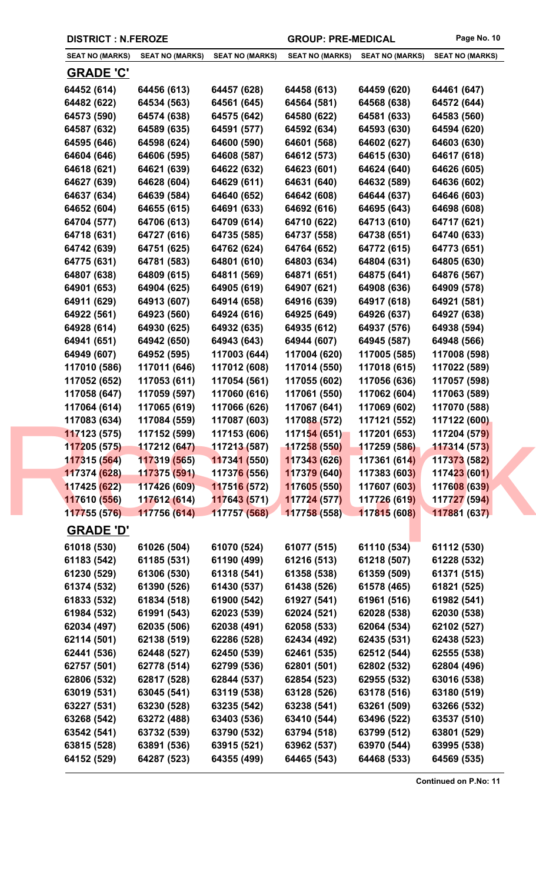**DISTRICT : N.FEROZE** **GROUP: PRE-MEDICAL**

| SEAT NO (MARKS) | SEAT NO (MARKS) | SEAT NO (MARKS) | SEAT NO (MARKS) | SEAT NO (MARKS) | SEAT NO (MARKS) |
|---|---|---|---|---|---|

## GRADE 'C'

| | | | | | |
|---|---|---|---|---|---|
| 64452 (614) | 64456 (613) | 64457 (628) | 64458 (613) | 64459 (620) | 64461 (647) |
| 64482 (622) | 64534 (563) | 64561 (645) | 64564 (581) | 64568 (638) | 64572 (644) |
| 64573 (590) | 64574 (638) | 64575 (642) | 64580 (622) | 64581 (633) | 64583 (560) |
| 64587 (632) | 64589 (635) | 64591 (577) | 64592 (634) | 64593 (630) | 64594 (620) |
| 64595 (646) | 64598 (624) | 64600 (590) | 64601 (568) | 64602 (627) | 64603 (630) |
| 64604 (646) | 64606 (595) | 64608 (587) | 64612 (573) | 64615 (630) | 64617 (618) |
| 64618 (621) | 64621 (639) | 64622 (632) | 64623 (601) | 64624 (640) | 64626 (605) |
| 64627 (639) | 64628 (604) | 64629 (611) | 64631 (640) | 64632 (589) | 64636 (602) |
| 64637 (634) | 64639 (584) | 64640 (652) | 64642 (608) | 64644 (637) | 64646 (603) |
| 64652 (604) | 64655 (615) | 64691 (633) | 64692 (616) | 64695 (643) | 64698 (608) |
| 64704 (577) | 64706 (613) | 64709 (614) | 64710 (622) | 64713 (610) | 64717 (621) |
| 64718 (631) | 64727 (616) | 64735 (585) | 64737 (558) | 64738 (651) | 64740 (633) |
| 64742 (639) | 64751 (625) | 64762 (624) | 64764 (652) | 64772 (615) | 64773 (651) |
| 64775 (631) | 64781 (583) | 64801 (610) | 64803 (634) | 64804 (631) | 64805 (630) |
| 64807 (638) | 64809 (615) | 64811 (569) | 64871 (651) | 64875 (641) | 64876 (567) |
| 64901 (653) | 64904 (625) | 64905 (619) | 64907 (621) | 64908 (636) | 64909 (578) |
| 64911 (629) | 64913 (607) | 64914 (658) | 64916 (639) | 64917 (618) | 64921 (581) |
| 64922 (561) | 64923 (560) | 64924 (616) | 64925 (649) | 64926 (637) | 64927 (638) |
| 64928 (614) | 64930 (625) | 64932 (635) | 64935 (612) | 64937 (576) | 64938 (594) |
| 64941 (651) | 64942 (650) | 64943 (643) | 64944 (607) | 64945 (587) | 64948 (566) |
| 64949 (607) | 64952 (595) | 117003 (644) | 117004 (620) | 117005 (585) | 117008 (598) |
| 117010 (586) | 117011 (646) | 117012 (608) | 117014 (550) | 117018 (615) | 117022 (589) |
| 117052 (652) | 117053 (611) | 117054 (561) | 117055 (602) | 117056 (636) | 117057 (598) |
| 117058 (647) | 117059 (597) | 117060 (616) | 117061 (550) | 117062 (604) | 117063 (589) |
| 117064 (614) | 117065 (619) | 117066 (626) | 117067 (641) | 117069 (602) | 117070 (588) |
| 117083 (634) | 117084 (559) | 117087 (603) | 117088 (572) | 117121 (552) | 117122 (600) |
| 117123 (575) | 117152 (599) | 117153 (606) | 117154 (651) | 117201 (653) | 117204 (579) |
| 117205 (575) | 117212 (647) | 117213 (587) | 117258 (550) | 117259 (586) | 117314 (573) |
| 117315 (564) | 117319 (565) | 117341 (550) | 117343 (626) | 117361 (614) | 117373 (582) |
| 117374 (628) | 117375 (591) | 117376 (556) | 117379 (640) | 117383 (603) | 117423 (601) |
| 117425 (622) | 117426 (609) | 117516 (572) | 117605 (550) | 117607 (603) | 117608 (639) |
| 117610 (556) | 117612 (614) | 117643 (571) | 117724 (577) | 117726 (619) | 117727 (594) |
| 117755 (576) | 117756 (614) | 117757 (568) | 117758 (558) | 117815 (608) | 117881 (637) |

## GRADE 'D'

| | | | | | |
|---|---|---|---|---|---|
| 61018 (530) | 61026 (504) | 61070 (524) | 61077 (515) | 61110 (534) | 61112 (530) |
| 61183 (542) | 61185 (531) | 61190 (499) | 61216 (513) | 61218 (507) | 61228 (532) |
| 61230 (529) | 61306 (530) | 61318 (541) | 61358 (538) | 61359 (509) | 61371 (515) |
| 61374 (532) | 61390 (526) | 61430 (537) | 61438 (526) | 61578 (465) | 61821 (525) |
| 61833 (532) | 61834 (518) | 61900 (542) | 61927 (541) | 61961 (516) | 61982 (541) |
| 61984 (532) | 61991 (543) | 62023 (539) | 62024 (521) | 62028 (538) | 62030 (538) |
| 62034 (497) | 62035 (506) | 62038 (491) | 62058 (533) | 62064 (534) | 62102 (527) |
| 62114 (501) | 62138 (519) | 62286 (528) | 62434 (492) | 62435 (531) | 62438 (523) |
| 62441 (536) | 62448 (527) | 62450 (539) | 62461 (535) | 62512 (544) | 62555 (538) |
| 62757 (501) | 62778 (514) | 62799 (536) | 62801 (501) | 62802 (532) | 62804 (496) |
| 62806 (532) | 62817 (528) | 62844 (537) | 62854 (523) | 62955 (532) | 63016 (538) |
| 63019 (531) | 63045 (541) | 63119 (538) | 63128 (526) | 63178 (516) | 63180 (519) |
| 63227 (531) | 63230 (528) | 63235 (542) | 63238 (541) | 63261 (509) | 63266 (532) |
| 63268 (542) | 63272 (488) | 63403 (536) | 63410 (544) | 63496 (522) | 63537 (510) |
| 63542 (541) | 63732 (539) | 63790 (532) | 63794 (518) | 63799 (512) | 63801 (529) |
| 63815 (528) | 63891 (536) | 63915 (521) | 63962 (537) | 63970 (544) | 63995 (538) |
| 64152 (529) | 64287 (523) | 64355 (499) | 64465 (543) | 64468 (533) | 64569 (535) |

**Continued on P.No: 11**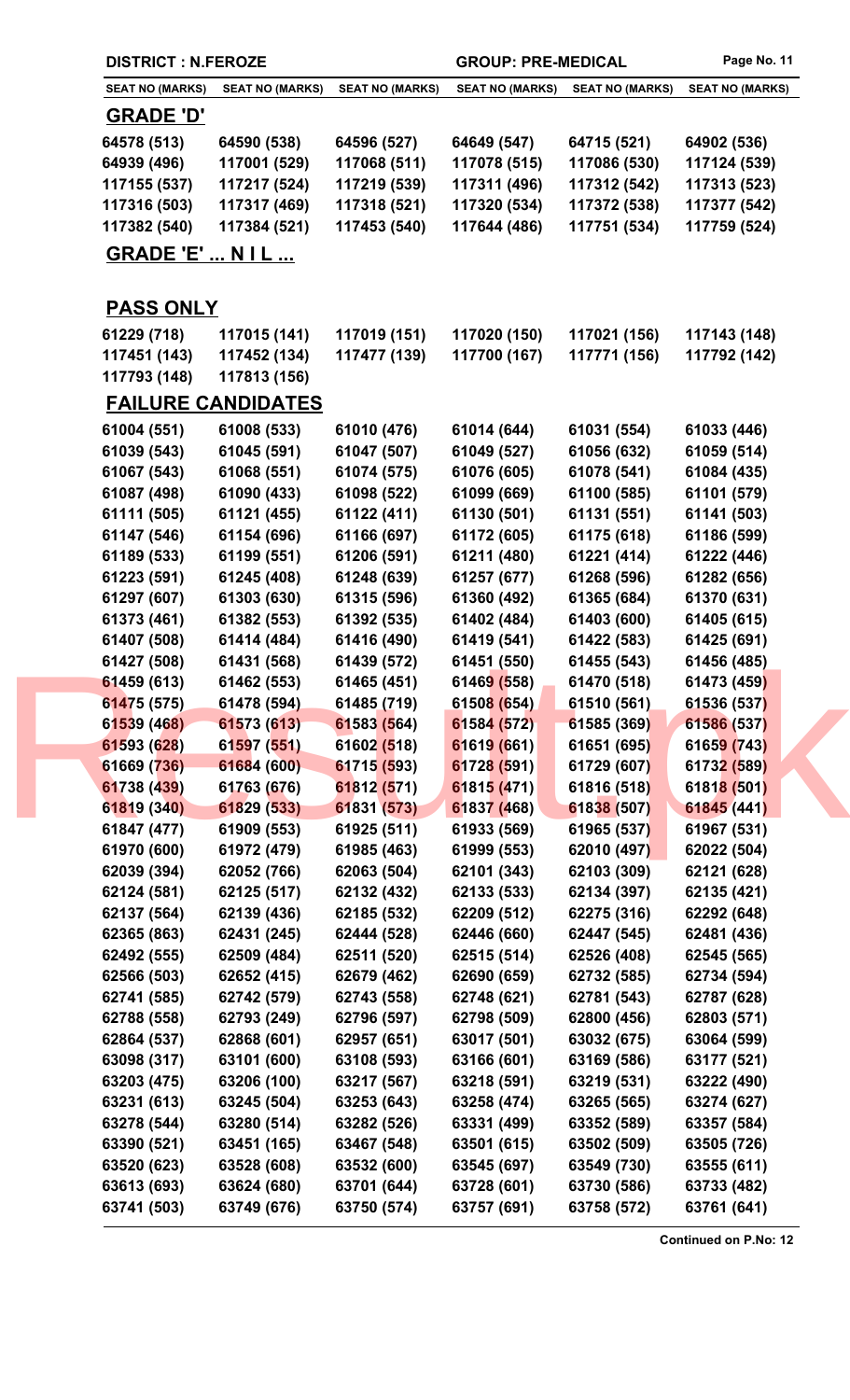**DISTRICT : N.FEROZE** **GROUP: PRE-MEDICAL**

| SEAT NO (MARKS) | SEAT NO (MARKS) | SEAT NO (MARKS) | SEAT NO (MARKS) | SEAT NO (MARKS) | SEAT NO (MARKS) |
|---|---|---|---|---|---|

## GRADE 'D'

| | | | | | |
|---|---|---|---|---|---|
| 64578 (513) | 64590 (538) | 64596 (527) | 64649 (547) | 64715 (521) | 64902 (536) |
| 64939 (496) | 117001 (529) | 117068 (511) | 117078 (515) | 117086 (530) | 117124 (539) |
| 117155 (537) | 117217 (524) | 117219 (539) | 117311 (496) | 117312 (542) | 117313 (523) |
| 117316 (503) | 117317 (469) | 117318 (521) | 117320 (534) | 117372 (538) | 117377 (542) |
| 117382 (540) | 117384 (521) | 117453 (540) | 117644 (486) | 117751 (534) | 117759 (524) |

## GRADE 'E' ... N I L ...

## PASS ONLY

| | | | | | |
|---|---|---|---|---|---|
| 61229 (718) | 117015 (141) | 117019 (151) | 117020 (150) | 117021 (156) | 117143 (148) |
| 117451 (143) | 117452 (134) | 117477 (139) | 117700 (167) | 117771 (156) | 117792 (142) |
| 117793 (148) | 117813 (156) | | | | |

## FAILURE CANDIDATES

| | | | | | |
|---|---|---|---|---|---|
| 61004 (551) | 61008 (533) | 61010 (476) | 61014 (644) | 61031 (554) | 61033 (446) |
| 61039 (543) | 61045 (591) | 61047 (507) | 61049 (527) | 61056 (632) | 61059 (514) |
| 61067 (543) | 61068 (551) | 61074 (575) | 61076 (605) | 61078 (541) | 61084 (435) |
| 61087 (498) | 61090 (433) | 61098 (522) | 61099 (669) | 61100 (585) | 61101 (579) |
| 61111 (505) | 61121 (455) | 61122 (411) | 61130 (501) | 61131 (551) | 61141 (503) |
| 61147 (546) | 61154 (696) | 61166 (697) | 61172 (605) | 61175 (618) | 61186 (599) |
| 61189 (533) | 61199 (551) | 61206 (591) | 61211 (480) | 61221 (414) | 61222 (446) |
| 61223 (591) | 61245 (408) | 61248 (639) | 61257 (677) | 61268 (596) | 61282 (656) |
| 61297 (607) | 61303 (630) | 61315 (596) | 61360 (492) | 61365 (684) | 61370 (631) |
| 61373 (461) | 61382 (553) | 61392 (535) | 61402 (484) | 61403 (600) | 61405 (615) |
| 61407 (508) | 61414 (484) | 61416 (490) | 61419 (541) | 61422 (583) | 61425 (691) |
| 61427 (508) | 61431 (568) | 61439 (572) | 61451 (550) | 61455 (543) | 61456 (485) |
| 61459 (613) | 61462 (553) | 61465 (451) | 61469 (558) | 61470 (518) | 61473 (459) |
| 61475 (575) | 61478 (594) | 61485 (719) | 61508 (654) | 61510 (561) | 61536 (537) |
| 61539 (468) | 61573 (613) | 61583 (564) | 61584 (572) | 61585 (369) | 61586 (537) |
| 61593 (628) | 61597 (551) | 61602 (518) | 61619 (661) | 61651 (695) | 61659 (743) |
| 61669 (736) | 61684 (600) | 61715 (593) | 61728 (591) | 61729 (607) | 61732 (589) |
| 61738 (439) | 61763 (676) | 61812 (571) | 61815 (471) | 61816 (518) | 61818 (501) |
| 61819 (340) | 61829 (533) | 61831 (573) | 61837 (468) | 61838 (507) | 61845 (441) |
| 61847 (477) | 61909 (553) | 61925 (511) | 61933 (569) | 61965 (537) | 61967 (531) |
| 61970 (600) | 61972 (479) | 61985 (463) | 61999 (553) | 62010 (497) | 62022 (504) |
| 62039 (394) | 62052 (766) | 62063 (504) | 62101 (343) | 62103 (309) | 62121 (628) |
| 62124 (581) | 62125 (517) | 62132 (432) | 62133 (533) | 62134 (397) | 62135 (421) |
| 62137 (564) | 62139 (436) | 62185 (532) | 62209 (512) | 62275 (316) | 62292 (648) |
| 62365 (863) | 62431 (245) | 62444 (528) | 62446 (660) | 62447 (545) | 62481 (436) |
| 62492 (555) | 62509 (484) | 62511 (520) | 62515 (514) | 62526 (408) | 62545 (565) |
| 62566 (503) | 62652 (415) | 62679 (462) | 62690 (659) | 62732 (585) | 62734 (594) |
| 62741 (585) | 62742 (579) | 62743 (558) | 62748 (621) | 62781 (543) | 62787 (628) |
| 62788 (558) | 62793 (249) | 62796 (597) | 62798 (509) | 62800 (456) | 62803 (571) |
| 62864 (537) | 62868 (601) | 62957 (651) | 63017 (501) | 63032 (675) | 63064 (599) |
| 63098 (317) | 63101 (600) | 63108 (593) | 63166 (601) | 63169 (586) | 63177 (521) |
| 63203 (475) | 63206 (100) | 63217 (567) | 63218 (591) | 63219 (531) | 63222 (490) |
| 63231 (613) | 63245 (504) | 63253 (643) | 63258 (474) | 63265 (565) | 63274 (627) |
| 63278 (544) | 63280 (514) | 63282 (526) | 63331 (499) | 63352 (589) | 63357 (584) |
| 63390 (521) | 63451 (165) | 63467 (548) | 63501 (615) | 63502 (509) | 63505 (726) |
| 63520 (623) | 63528 (608) | 63532 (600) | 63545 (697) | 63549 (730) | 63555 (611) |
| 63613 (693) | 63624 (680) | 63701 (644) | 63728 (601) | 63730 (586) | 63733 (482) |
| 63741 (503) | 63749 (676) | 63750 (574) | 63757 (691) | 63758 (572) | 63761 (641) |

**Continued on P.No: 12**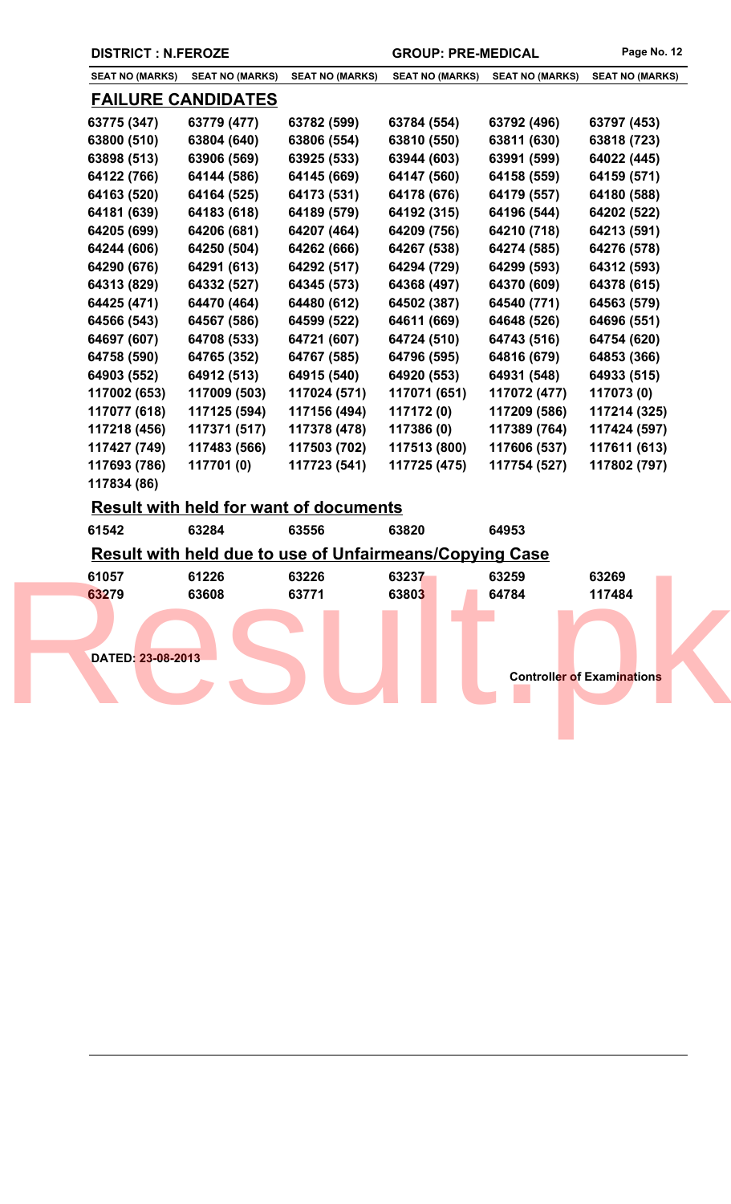DISTRICT : N.FEROZE GROUP: PRE-MEDICAL

| SEAT NO (MARKS) | SEAT NO (MARKS) | SEAT NO (MARKS) | SEAT NO (MARKS) | SEAT NO (MARKS) | SEAT NO (MARKS) |
|---|---|---|---|---|---|

## FAILURE CANDIDATES

| | | | | | |
|---|---|---|---|---|---|
| 63775 (347) | 63779 (477) | 63782 (599) | 63784 (554) | 63792 (496) | 63797 (453) |
| 63800 (510) | 63804 (640) | 63806 (554) | 63810 (550) | 63811 (630) | 63818 (723) |
| 63898 (513) | 63906 (569) | 63925 (533) | 63944 (603) | 63991 (599) | 64022 (445) |
| 64122 (766) | 64144 (586) | 64145 (669) | 64147 (560) | 64158 (559) | 64159 (571) |
| 64163 (520) | 64164 (525) | 64173 (531) | 64178 (676) | 64179 (557) | 64180 (588) |
| 64181 (639) | 64183 (618) | 64189 (579) | 64192 (315) | 64196 (544) | 64202 (522) |
| 64205 (699) | 64206 (681) | 64207 (464) | 64209 (756) | 64210 (718) | 64213 (591) |
| 64244 (606) | 64250 (504) | 64262 (666) | 64267 (538) | 64274 (585) | 64276 (578) |
| 64290 (676) | 64291 (613) | 64292 (517) | 64294 (729) | 64299 (593) | 64312 (593) |
| 64313 (829) | 64332 (527) | 64345 (573) | 64368 (497) | 64370 (609) | 64378 (615) |
| 64425 (471) | 64470 (464) | 64480 (612) | 64502 (387) | 64540 (771) | 64563 (579) |
| 64566 (543) | 64567 (586) | 64599 (522) | 64611 (669) | 64648 (526) | 64696 (551) |
| 64697 (607) | 64708 (533) | 64721 (607) | 64724 (510) | 64743 (516) | 64754 (620) |
| 64758 (590) | 64765 (352) | 64767 (585) | 64796 (595) | 64816 (679) | 64853 (366) |
| 64903 (552) | 64912 (513) | 64915 (540) | 64920 (553) | 64931 (548) | 64933 (515) |
| 117002 (653) | 117009 (503) | 117024 (571) | 117071 (651) | 117072 (477) | 117073 (0) |
| 117077 (618) | 117125 (594) | 117156 (494) | 117172 (0) | 117209 (586) | 117214 (325) |
| 117218 (456) | 117371 (517) | 117378 (478) | 117386 (0) | 117389 (764) | 117424 (597) |
| 117427 (749) | 117483 (566) | 117503 (702) | 117513 (800) | 117606 (537) | 117611 (613) |
| 117693 (786) | 117701 (0) | 117723 (541) | 117725 (475) | 117754 (527) | 117802 (797) |
| 117834 (86) | | | | | |

## Result with held for want of documents

| | | | | |
|---|---|---|---|---|
| 61542 | 63284 | 63556 | 63820 | 64953 |

## Result with held due to use of Unfairmeans/Copying Case

| | | | | | |
|---|---|---|---|---|---|
| 61057 | 61226 | 63226 | 63237 | 63259 | 63269 |
| 63279 | 63608 | 63771 | 63803 | 64784 | 117484 |

DATED: 23-08-2013

Controller of Examinations